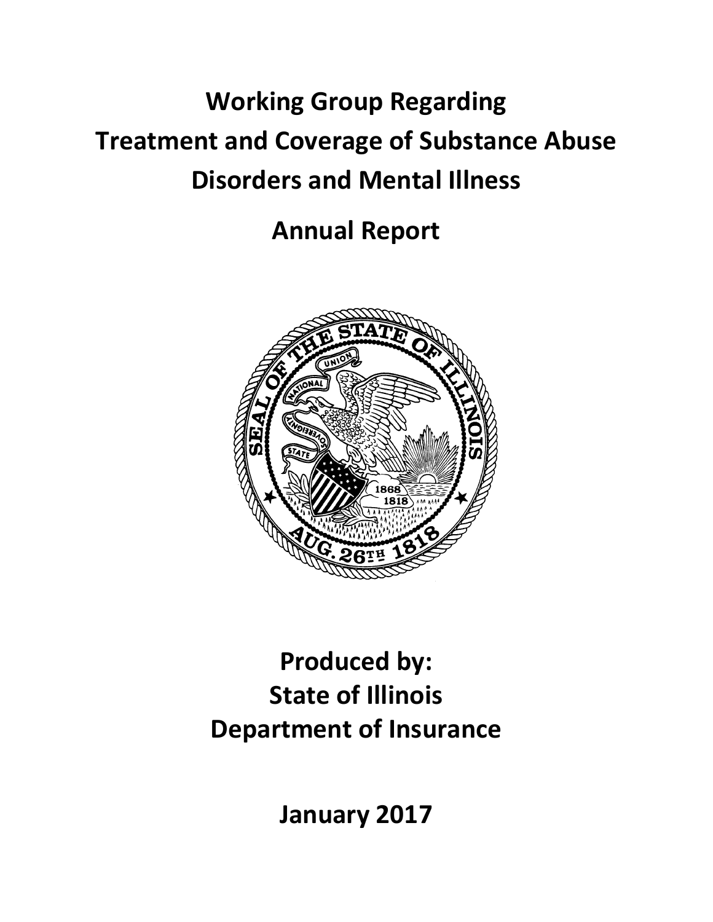# Working Group Regarding Treatment and Coverage of Substance Abuse Disorders and Mental Illness

# Annual Report

**Produced by:**
**State of Illinois**
**Department of Insurance**

**January 2017**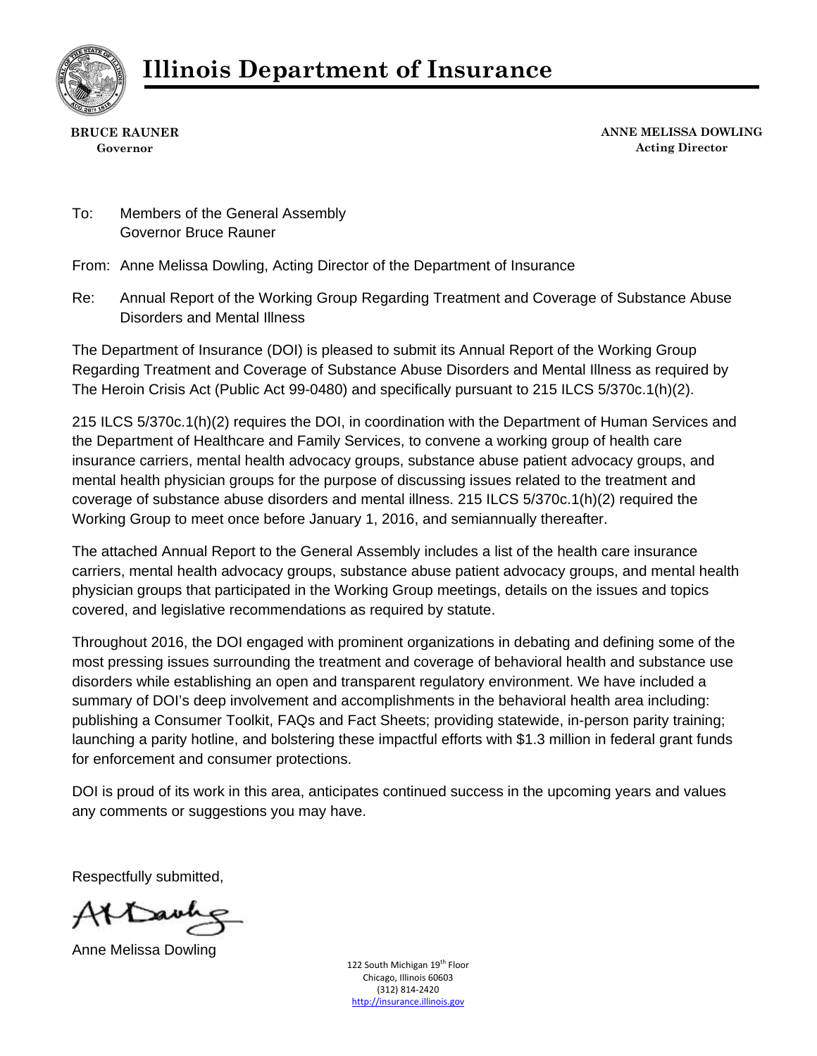# Illinois Department of Insurance

**BRUCE RAUNER**
**Governor**

**ANNE MELISSA DOWLING**
**Acting Director**

To: Members of the General Assembly
Governor Bruce Rauner

From: Anne Melissa Dowling, Acting Director of the Department of Insurance

Re: Annual Report of the Working Group Regarding Treatment and Coverage of Substance Abuse Disorders and Mental Illness

The Department of Insurance (DOI) is pleased to submit its Annual Report of the Working Group Regarding Treatment and Coverage of Substance Abuse Disorders and Mental Illness as required by The Heroin Crisis Act (Public Act 99-0480) and specifically pursuant to 215 ILCS 5/370c.1(h)(2).

215 ILCS 5/370c.1(h)(2) requires the DOI, in coordination with the Department of Human Services and the Department of Healthcare and Family Services, to convene a working group of health care insurance carriers, mental health advocacy groups, substance abuse patient advocacy groups, and mental health physician groups for the purpose of discussing issues related to the treatment and coverage of substance abuse disorders and mental illness. 215 ILCS 5/370c.1(h)(2) required the Working Group to meet once before January 1, 2016, and semiannually thereafter.

The attached Annual Report to the General Assembly includes a list of the health care insurance carriers, mental health advocacy groups, substance abuse patient advocacy groups, and mental health physician groups that participated in the Working Group meetings, details on the issues and topics covered, and legislative recommendations as required by statute.

Throughout 2016, the DOI engaged with prominent organizations in debating and defining some of the most pressing issues surrounding the treatment and coverage of behavioral health and substance use disorders while establishing an open and transparent regulatory environment. We have included a summary of DOI's deep involvement and accomplishments in the behavioral health area including: publishing a Consumer Toolkit, FAQs and Fact Sheets; providing statewide, in-person parity training; launching a parity hotline, and bolstering these impactful efforts with $1.3 million in federal grant funds for enforcement and consumer protections.

DOI is proud of its work in this area, anticipates continued success in the upcoming years and values any comments or suggestions you may have.

Respectfully submitted,

Anne Melissa Dowling

122 South Michigan 19th Floor
Chicago, Illinois 60603
(312) 814-2420
http://insurance.illinois.gov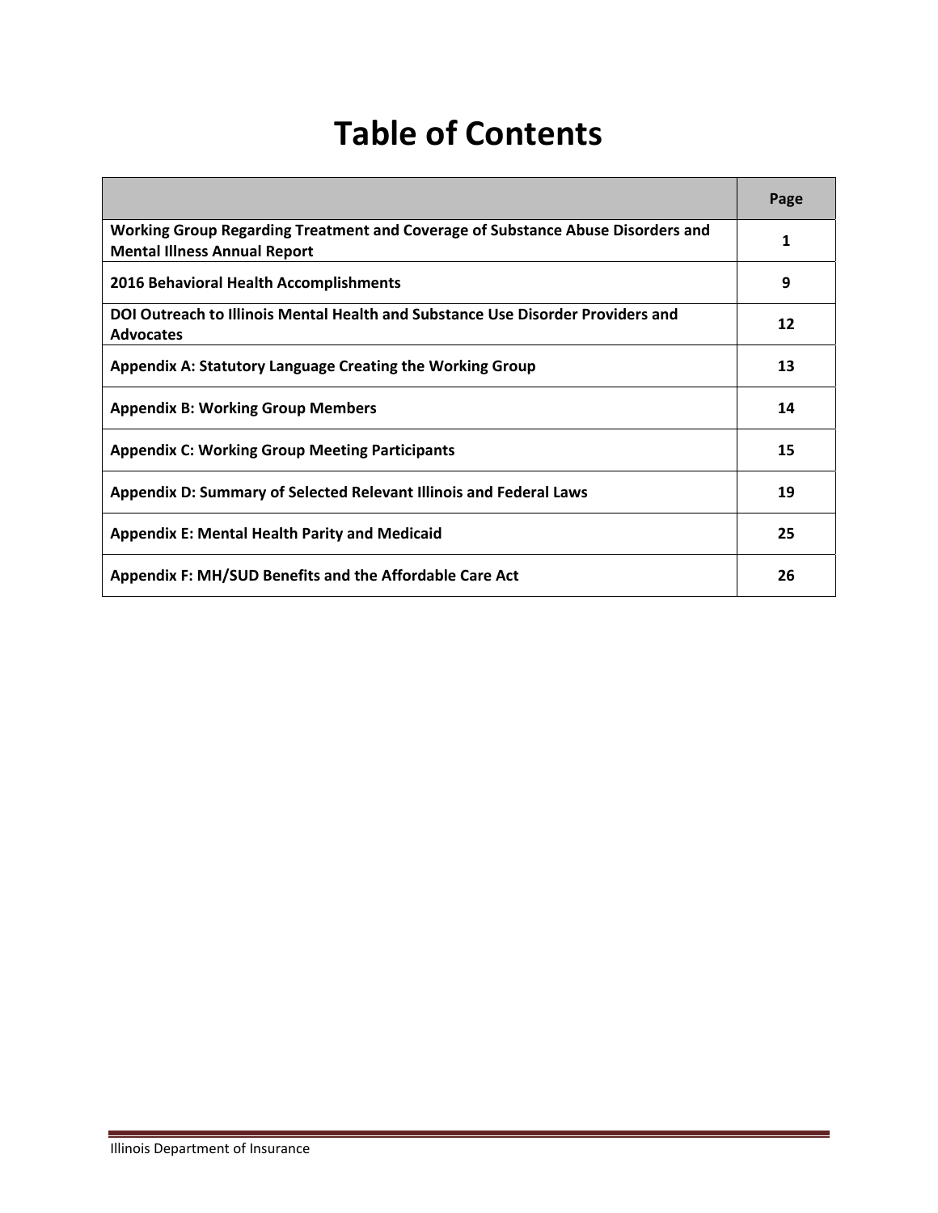# Table of Contents

| | Page |
|---|---|
| **Working Group Regarding Treatment and Coverage of Substance Abuse Disorders and Mental Illness Annual Report** | **1** |
| **2016 Behavioral Health Accomplishments** | **9** |
| **DOI Outreach to Illinois Mental Health and Substance Use Disorder Providers and Advocates** | **12** |
| **Appendix A: Statutory Language Creating the Working Group** | **13** |
| **Appendix B: Working Group Members** | **14** |
| **Appendix C: Working Group Meeting Participants** | **15** |
| **Appendix D: Summary of Selected Relevant Illinois and Federal Laws** | **19** |
| **Appendix E: Mental Health Parity and Medicaid** | **25** |
| **Appendix F: MH/SUD Benefits and the Affordable Care Act** | **26** |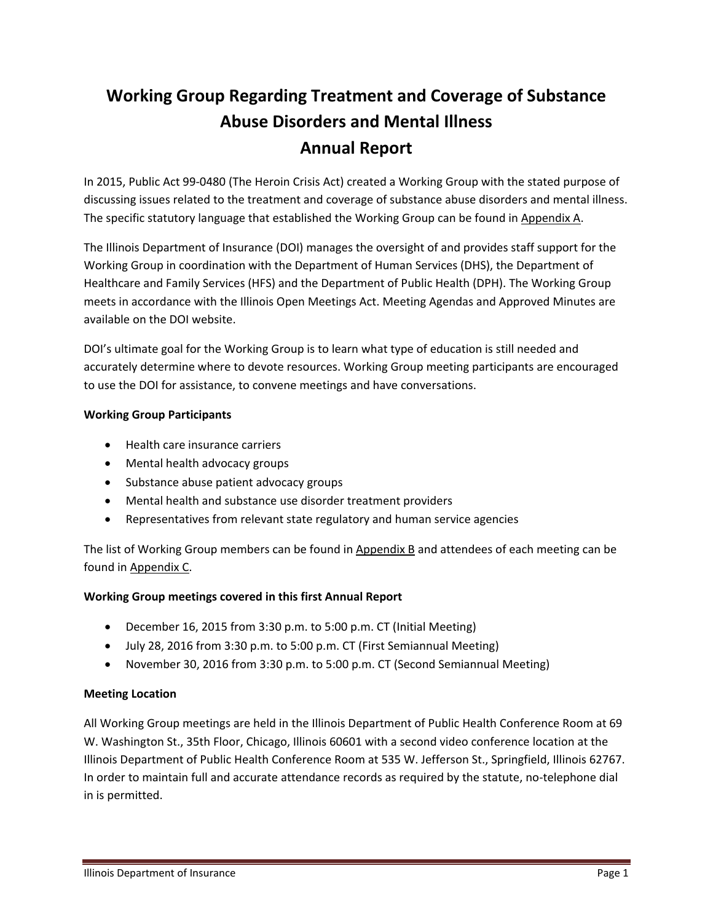# Working Group Regarding Treatment and Coverage of Substance Abuse Disorders and Mental Illness
# Annual Report

In 2015, Public Act 99-0480 (The Heroin Crisis Act) created a Working Group with the stated purpose of discussing issues related to the treatment and coverage of substance abuse disorders and mental illness. The specific statutory language that established the Working Group can be found in Appendix A.

The Illinois Department of Insurance (DOI) manages the oversight of and provides staff support for the Working Group in coordination with the Department of Human Services (DHS), the Department of Healthcare and Family Services (HFS) and the Department of Public Health (DPH). The Working Group meets in accordance with the Illinois Open Meetings Act. Meeting Agendas and Approved Minutes are available on the DOI website.

DOI's ultimate goal for the Working Group is to learn what type of education is still needed and accurately determine where to devote resources. Working Group meeting participants are encouraged to use the DOI for assistance, to convene meetings and have conversations.

**Working Group Participants**

- Health care insurance carriers
- Mental health advocacy groups
- Substance abuse patient advocacy groups
- Mental health and substance use disorder treatment providers
- Representatives from relevant state regulatory and human service agencies

The list of Working Group members can be found in Appendix B and attendees of each meeting can be found in Appendix C.

**Working Group meetings covered in this first Annual Report**

- December 16, 2015 from 3:30 p.m. to 5:00 p.m. CT (Initial Meeting)
- July 28, 2016 from 3:30 p.m. to 5:00 p.m. CT (First Semiannual Meeting)
- November 30, 2016 from 3:30 p.m. to 5:00 p.m. CT (Second Semiannual Meeting)

**Meeting Location**

All Working Group meetings are held in the Illinois Department of Public Health Conference Room at 69 W. Washington St., 35th Floor, Chicago, Illinois 60601 with a second video conference location at the Illinois Department of Public Health Conference Room at 535 W. Jefferson St., Springfield, Illinois 62767. In order to maintain full and accurate attendance records as required by the statute, no-telephone dial in is permitted.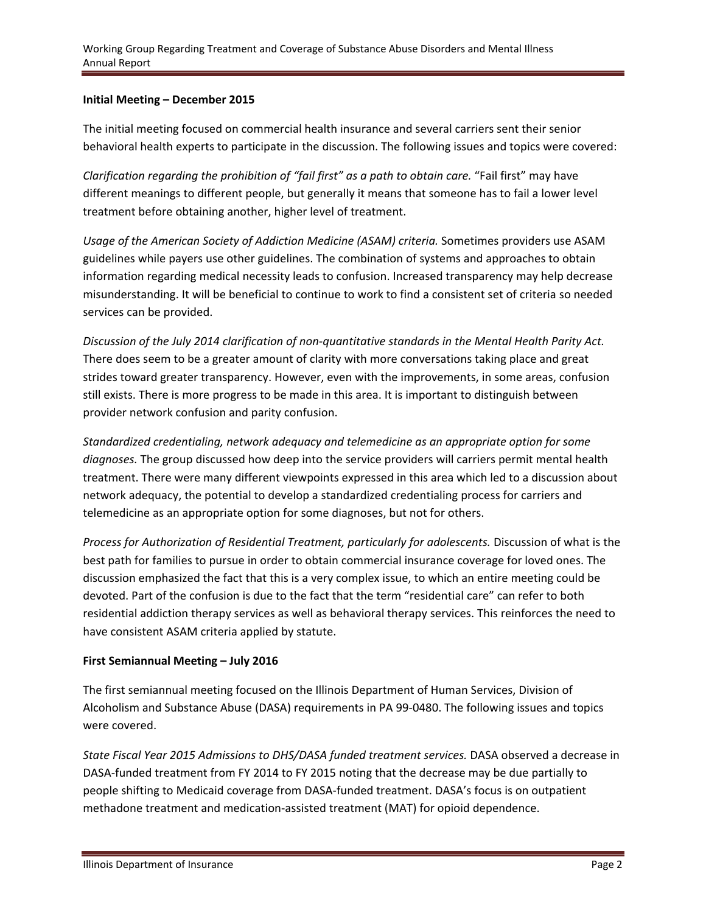**Initial Meeting – December 2015**

The initial meeting focused on commercial health insurance and several carriers sent their senior behavioral health experts to participate in the discussion. The following issues and topics were covered:

*Clarification regarding the prohibition of "fail first" as a path to obtain care.* "Fail first" may have different meanings to different people, but generally it means that someone has to fail a lower level treatment before obtaining another, higher level of treatment.

*Usage of the American Society of Addiction Medicine (ASAM) criteria.* Sometimes providers use ASAM guidelines while payers use other guidelines. The combination of systems and approaches to obtain information regarding medical necessity leads to confusion. Increased transparency may help decrease misunderstanding. It will be beneficial to continue to work to find a consistent set of criteria so needed services can be provided.

*Discussion of the July 2014 clarification of non-quantitative standards in the Mental Health Parity Act.* There does seem to be a greater amount of clarity with more conversations taking place and great strides toward greater transparency. However, even with the improvements, in some areas, confusion still exists. There is more progress to be made in this area. It is important to distinguish between provider network confusion and parity confusion.

*Standardized credentialing, network adequacy and telemedicine as an appropriate option for some diagnoses.* The group discussed how deep into the service providers will carriers permit mental health treatment. There were many different viewpoints expressed in this area which led to a discussion about network adequacy, the potential to develop a standardized credentialing process for carriers and telemedicine as an appropriate option for some diagnoses, but not for others.

*Process for Authorization of Residential Treatment, particularly for adolescents.* Discussion of what is the best path for families to pursue in order to obtain commercial insurance coverage for loved ones. The discussion emphasized the fact that this is a very complex issue, to which an entire meeting could be devoted. Part of the confusion is due to the fact that the term "residential care" can refer to both residential addiction therapy services as well as behavioral therapy services. This reinforces the need to have consistent ASAM criteria applied by statute.

**First Semiannual Meeting – July 2016**

The first semiannual meeting focused on the Illinois Department of Human Services, Division of Alcoholism and Substance Abuse (DASA) requirements in PA 99-0480. The following issues and topics were covered.

*State Fiscal Year 2015 Admissions to DHS/DASA funded treatment services.* DASA observed a decrease in DASA-funded treatment from FY 2014 to FY 2015 noting that the decrease may be due partially to people shifting to Medicaid coverage from DASA-funded treatment. DASA's focus is on outpatient methadone treatment and medication-assisted treatment (MAT) for opioid dependence.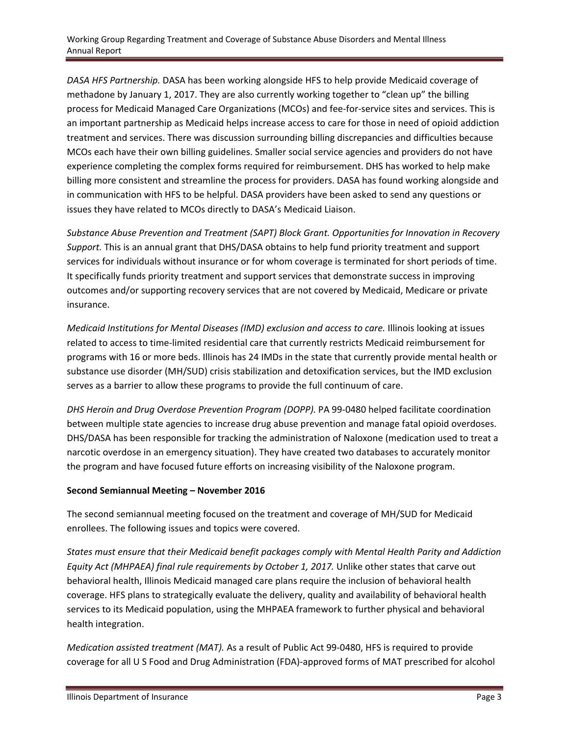*DASA HFS Partnership.* DASA has been working alongside HFS to help provide Medicaid coverage of methadone by January 1, 2017. They are also currently working together to "clean up" the billing process for Medicaid Managed Care Organizations (MCOs) and fee-for-service sites and services. This is an important partnership as Medicaid helps increase access to care for those in need of opioid addiction treatment and services. There was discussion surrounding billing discrepancies and difficulties because MCOs each have their own billing guidelines. Smaller social service agencies and providers do not have experience completing the complex forms required for reimbursement. DHS has worked to help make billing more consistent and streamline the process for providers. DASA has found working alongside and in communication with HFS to be helpful. DASA providers have been asked to send any questions or issues they have related to MCOs directly to DASA's Medicaid Liaison.

*Substance Abuse Prevention and Treatment (SAPT) Block Grant. Opportunities for Innovation in Recovery Support.* This is an annual grant that DHS/DASA obtains to help fund priority treatment and support services for individuals without insurance or for whom coverage is terminated for short periods of time. It specifically funds priority treatment and support services that demonstrate success in improving outcomes and/or supporting recovery services that are not covered by Medicaid, Medicare or private insurance.

*Medicaid Institutions for Mental Diseases (IMD) exclusion and access to care.* Illinois looking at issues related to access to time-limited residential care that currently restricts Medicaid reimbursement for programs with 16 or more beds. Illinois has 24 IMDs in the state that currently provide mental health or substance use disorder (MH/SUD) crisis stabilization and detoxification services, but the IMD exclusion serves as a barrier to allow these programs to provide the full continuum of care.

*DHS Heroin and Drug Overdose Prevention Program (DOPP).* PA 99-0480 helped facilitate coordination between multiple state agencies to increase drug abuse prevention and manage fatal opioid overdoses. DHS/DASA has been responsible for tracking the administration of Naloxone (medication used to treat a narcotic overdose in an emergency situation). They have created two databases to accurately monitor the program and have focused future efforts on increasing visibility of the Naloxone program.

**Second Semiannual Meeting – November 2016**

The second semiannual meeting focused on the treatment and coverage of MH/SUD for Medicaid enrollees. The following issues and topics were covered.

*States must ensure that their Medicaid benefit packages comply with Mental Health Parity and Addiction Equity Act (MHPAEA) final rule requirements by October 1, 2017.* Unlike other states that carve out behavioral health, Illinois Medicaid managed care plans require the inclusion of behavioral health coverage. HFS plans to strategically evaluate the delivery, quality and availability of behavioral health services to its Medicaid population, using the MHPAEA framework to further physical and behavioral health integration.

*Medication assisted treatment (MAT).* As a result of Public Act 99-0480, HFS is required to provide coverage for all U S Food and Drug Administration (FDA)-approved forms of MAT prescribed for alcohol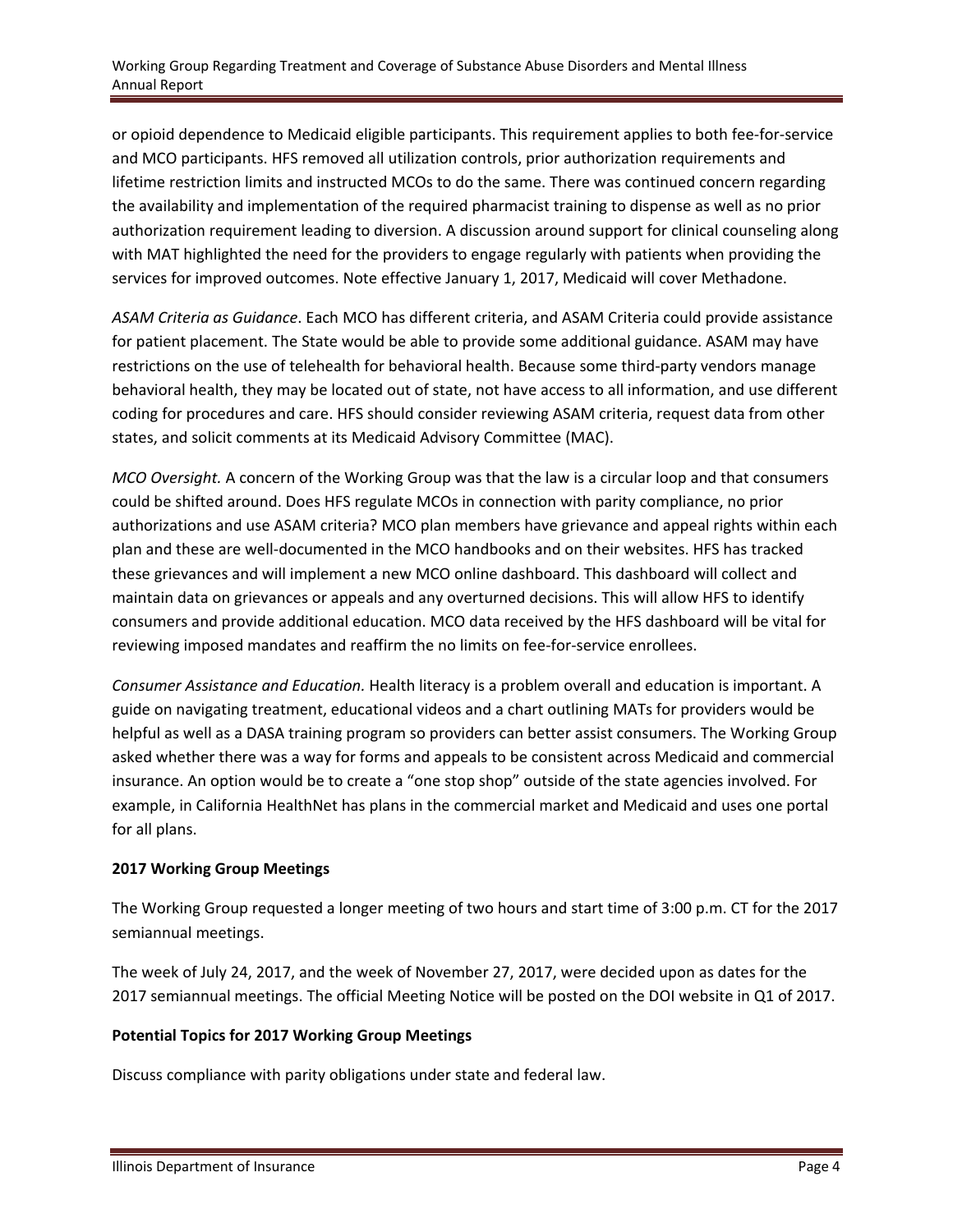or opioid dependence to Medicaid eligible participants. This requirement applies to both fee-for-service and MCO participants. HFS removed all utilization controls, prior authorization requirements and lifetime restriction limits and instructed MCOs to do the same. There was continued concern regarding the availability and implementation of the required pharmacist training to dispense as well as no prior authorization requirement leading to diversion. A discussion around support for clinical counseling along with MAT highlighted the need for the providers to engage regularly with patients when providing the services for improved outcomes. Note effective January 1, 2017, Medicaid will cover Methadone.

*ASAM Criteria as Guidance*. Each MCO has different criteria, and ASAM Criteria could provide assistance for patient placement. The State would be able to provide some additional guidance. ASAM may have restrictions on the use of telehealth for behavioral health. Because some third-party vendors manage behavioral health, they may be located out of state, not have access to all information, and use different coding for procedures and care. HFS should consider reviewing ASAM criteria, request data from other states, and solicit comments at its Medicaid Advisory Committee (MAC).

*MCO Oversight.* A concern of the Working Group was that the law is a circular loop and that consumers could be shifted around. Does HFS regulate MCOs in connection with parity compliance, no prior authorizations and use ASAM criteria? MCO plan members have grievance and appeal rights within each plan and these are well-documented in the MCO handbooks and on their websites. HFS has tracked these grievances and will implement a new MCO online dashboard. This dashboard will collect and maintain data on grievances or appeals and any overturned decisions. This will allow HFS to identify consumers and provide additional education. MCO data received by the HFS dashboard will be vital for reviewing imposed mandates and reaffirm the no limits on fee-for-service enrollees.

*Consumer Assistance and Education.* Health literacy is a problem overall and education is important. A guide on navigating treatment, educational videos and a chart outlining MATs for providers would be helpful as well as a DASA training program so providers can better assist consumers. The Working Group asked whether there was a way for forms and appeals to be consistent across Medicaid and commercial insurance. An option would be to create a "one stop shop" outside of the state agencies involved. For example, in California HealthNet has plans in the commercial market and Medicaid and uses one portal for all plans.

**2017 Working Group Meetings**

The Working Group requested a longer meeting of two hours and start time of 3:00 p.m. CT for the 2017 semiannual meetings.

The week of July 24, 2017, and the week of November 27, 2017, were decided upon as dates for the 2017 semiannual meetings. The official Meeting Notice will be posted on the DOI website in Q1 of 2017.

**Potential Topics for 2017 Working Group Meetings**

Discuss compliance with parity obligations under state and federal law.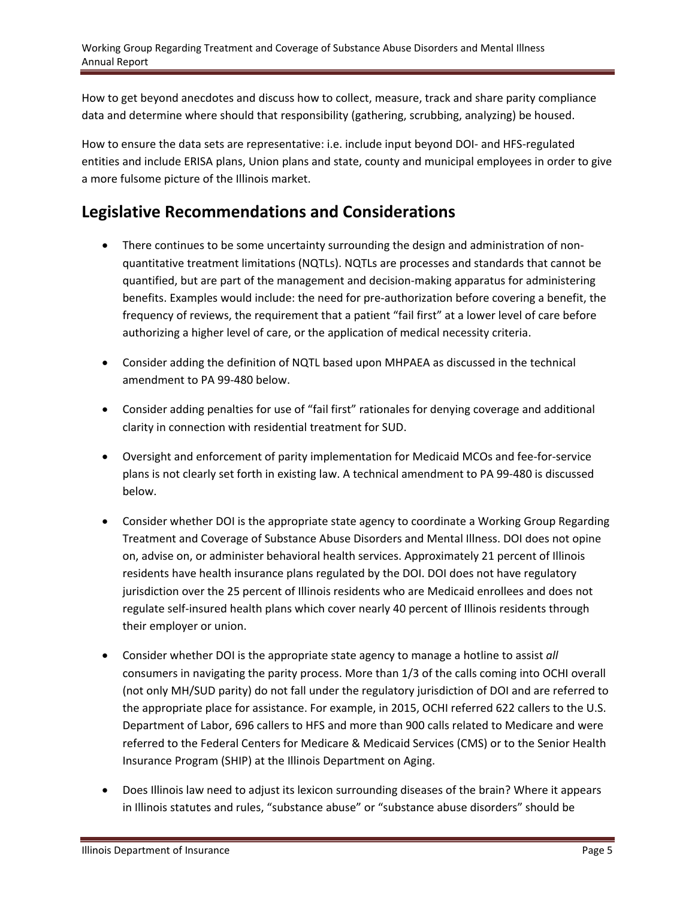How to get beyond anecdotes and discuss how to collect, measure, track and share parity compliance data and determine where should that responsibility (gathering, scrubbing, analyzing) be housed.

How to ensure the data sets are representative: i.e. include input beyond DOI- and HFS-regulated entities and include ERISA plans, Union plans and state, county and municipal employees in order to give a more fulsome picture of the Illinois market.

## Legislative Recommendations and Considerations

- There continues to be some uncertainty surrounding the design and administration of non-quantitative treatment limitations (NQTLs). NQTLs are processes and standards that cannot be quantified, but are part of the management and decision-making apparatus for administering benefits. Examples would include: the need for pre-authorization before covering a benefit, the frequency of reviews, the requirement that a patient "fail first" at a lower level of care before authorizing a higher level of care, or the application of medical necessity criteria.

- Consider adding the definition of NQTL based upon MHPAEA as discussed in the technical amendment to PA 99-480 below.

- Consider adding penalties for use of "fail first" rationales for denying coverage and additional clarity in connection with residential treatment for SUD.

- Oversight and enforcement of parity implementation for Medicaid MCOs and fee-for-service plans is not clearly set forth in existing law. A technical amendment to PA 99-480 is discussed below.

- Consider whether DOI is the appropriate state agency to coordinate a Working Group Regarding Treatment and Coverage of Substance Abuse Disorders and Mental Illness. DOI does not opine on, advise on, or administer behavioral health services. Approximately 21 percent of Illinois residents have health insurance plans regulated by the DOI. DOI does not have regulatory jurisdiction over the 25 percent of Illinois residents who are Medicaid enrollees and does not regulate self-insured health plans which cover nearly 40 percent of Illinois residents through their employer or union.

- Consider whether DOI is the appropriate state agency to manage a hotline to assist *all* consumers in navigating the parity process. More than 1/3 of the calls coming into OCHI overall (not only MH/SUD parity) do not fall under the regulatory jurisdiction of DOI and are referred to the appropriate place for assistance. For example, in 2015, OCHI referred 622 callers to the U.S. Department of Labor, 696 callers to HFS and more than 900 calls related to Medicare and were referred to the Federal Centers for Medicare & Medicaid Services (CMS) or to the Senior Health Insurance Program (SHIP) at the Illinois Department on Aging.

- Does Illinois law need to adjust its lexicon surrounding diseases of the brain? Where it appears in Illinois statutes and rules, "substance abuse" or "substance abuse disorders" should be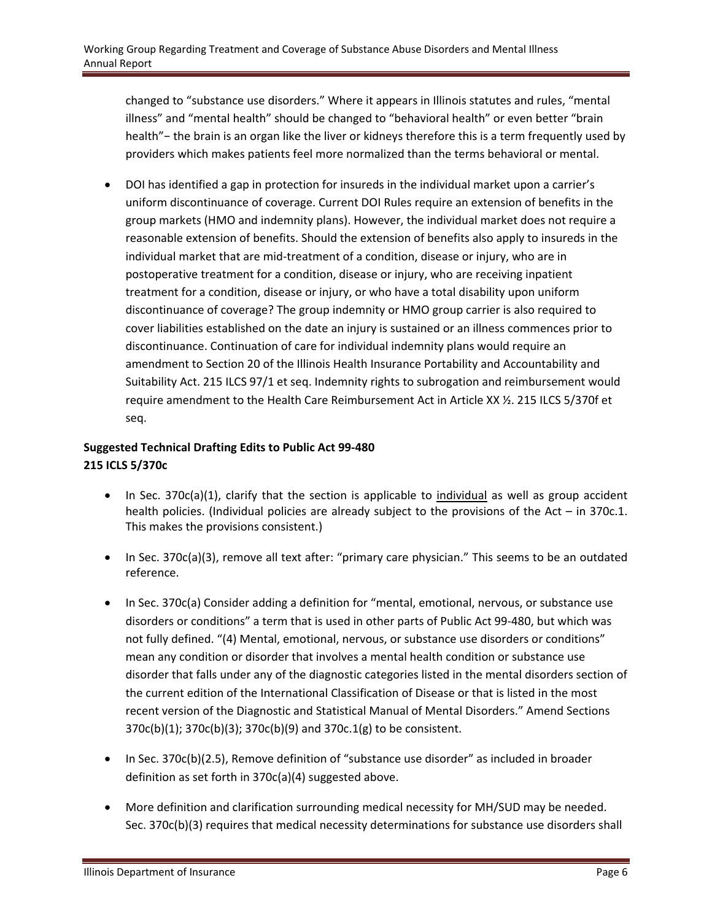changed to "substance use disorders." Where it appears in Illinois statutes and rules, "mental illness" and "mental health" should be changed to "behavioral health" or even better "brain health"− the brain is an organ like the liver or kidneys therefore this is a term frequently used by providers which makes patients feel more normalized than the terms behavioral or mental.

- DOI has identified a gap in protection for insureds in the individual market upon a carrier's uniform discontinuance of coverage. Current DOI Rules require an extension of benefits in the group markets (HMO and indemnity plans). However, the individual market does not require a reasonable extension of benefits. Should the extension of benefits also apply to insureds in the individual market that are mid-treatment of a condition, disease or injury, who are in postoperative treatment for a condition, disease or injury, who are receiving inpatient treatment for a condition, disease or injury, or who have a total disability upon uniform discontinuance of coverage? The group indemnity or HMO group carrier is also required to cover liabilities established on the date an injury is sustained or an illness commences prior to discontinuance. Continuation of care for individual indemnity plans would require an amendment to Section 20 of the Illinois Health Insurance Portability and Accountability and Suitability Act. 215 ILCS 97/1 et seq. Indemnity rights to subrogation and reimbursement would require amendment to the Health Care Reimbursement Act in Article XX ½. 215 ILCS 5/370f et seq.

**Suggested Technical Drafting Edits to Public Act 99-480**
**215 ICLS 5/370c**

- In Sec. 370c(a)(1), clarify that the section is applicable to <u>individual</u> as well as group accident health policies. (Individual policies are already subject to the provisions of the Act – in 370c.1. This makes the provisions consistent.)

- In Sec. 370c(a)(3), remove all text after: "primary care physician." This seems to be an outdated reference.

- In Sec. 370c(a) Consider adding a definition for "mental, emotional, nervous, or substance use disorders or conditions" a term that is used in other parts of Public Act 99-480, but which was not fully defined. "(4) Mental, emotional, nervous, or substance use disorders or conditions" mean any condition or disorder that involves a mental health condition or substance use disorder that falls under any of the diagnostic categories listed in the mental disorders section of the current edition of the International Classification of Disease or that is listed in the most recent version of the Diagnostic and Statistical Manual of Mental Disorders." Amend Sections 370c(b)(1); 370c(b)(3); 370c(b)(9) and 370c.1(g) to be consistent.

- In Sec. 370c(b)(2.5), Remove definition of "substance use disorder" as included in broader definition as set forth in 370c(a)(4) suggested above.

- More definition and clarification surrounding medical necessity for MH/SUD may be needed. Sec. 370c(b)(3) requires that medical necessity determinations for substance use disorders shall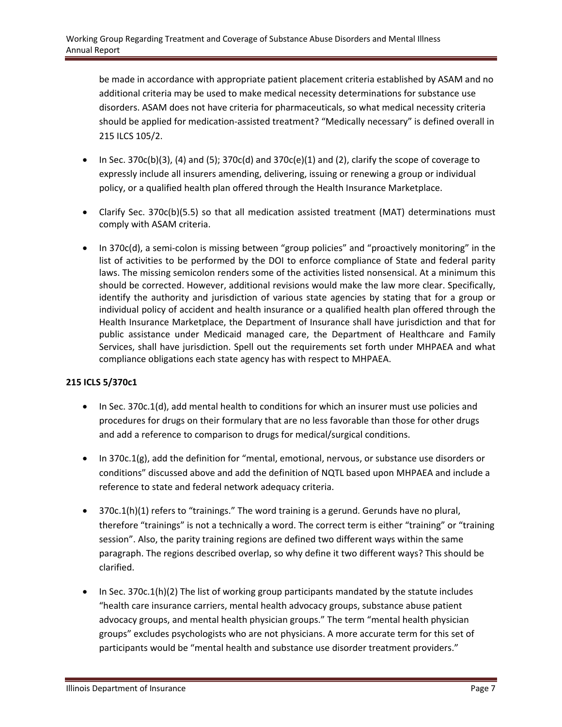be made in accordance with appropriate patient placement criteria established by ASAM and no additional criteria may be used to make medical necessity determinations for substance use disorders. ASAM does not have criteria for pharmaceuticals, so what medical necessity criteria should be applied for medication-assisted treatment? "Medically necessary" is defined overall in 215 ILCS 105/2.

- In Sec. 370c(b)(3), (4) and (5); 370c(d) and 370c(e)(1) and (2), clarify the scope of coverage to expressly include all insurers amending, delivering, issuing or renewing a group or individual policy, or a qualified health plan offered through the Health Insurance Marketplace.
- Clarify Sec. 370c(b)(5.5) so that all medication assisted treatment (MAT) determinations must comply with ASAM criteria.
- In 370c(d), a semi-colon is missing between "group policies" and "proactively monitoring" in the list of activities to be performed by the DOI to enforce compliance of State and federal parity laws. The missing semicolon renders some of the activities listed nonsensical. At a minimum this should be corrected. However, additional revisions would make the law more clear. Specifically, identify the authority and jurisdiction of various state agencies by stating that for a group or individual policy of accident and health insurance or a qualified health plan offered through the Health Insurance Marketplace, the Department of Insurance shall have jurisdiction and that for public assistance under Medicaid managed care, the Department of Healthcare and Family Services, shall have jurisdiction. Spell out the requirements set forth under MHPAEA and what compliance obligations each state agency has with respect to MHPAEA.

**215 ICLS 5/370c1**

- In Sec. 370c.1(d), add mental health to conditions for which an insurer must use policies and procedures for drugs on their formulary that are no less favorable than those for other drugs and add a reference to comparison to drugs for medical/surgical conditions.
- In 370c.1(g), add the definition for "mental, emotional, nervous, or substance use disorders or conditions" discussed above and add the definition of NQTL based upon MHPAEA and include a reference to state and federal network adequacy criteria.
- 370c.1(h)(1) refers to "trainings." The word training is a gerund. Gerunds have no plural, therefore "trainings" is not a technically a word. The correct term is either "training" or "training session". Also, the parity training regions are defined two different ways within the same paragraph. The regions described overlap, so why define it two different ways? This should be clarified.
- In Sec. 370c.1(h)(2) The list of working group participants mandated by the statute includes "health care insurance carriers, mental health advocacy groups, substance abuse patient advocacy groups, and mental health physician groups." The term "mental health physician groups" excludes psychologists who are not physicians. A more accurate term for this set of participants would be "mental health and substance use disorder treatment providers."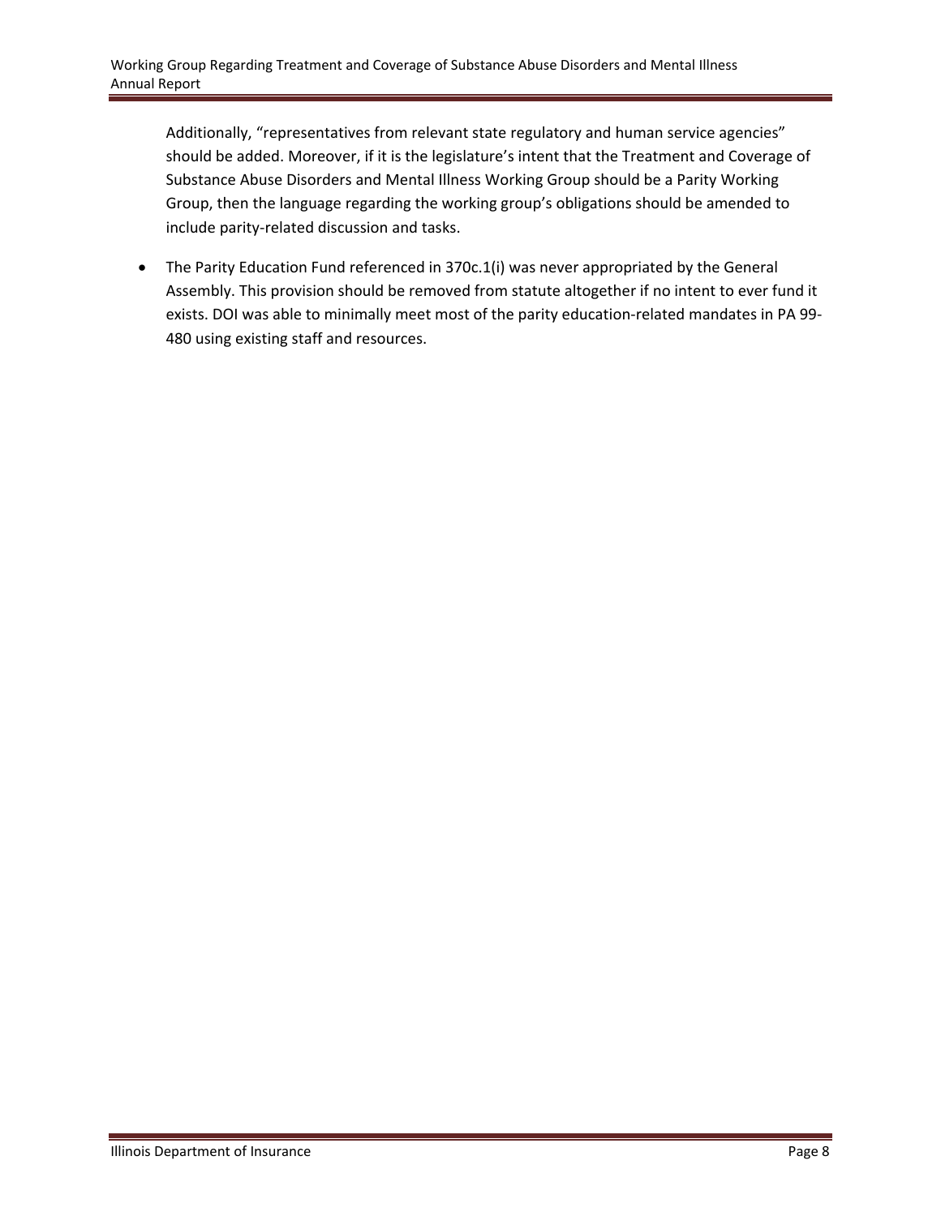Additionally, “representatives from relevant state regulatory and human service agencies” should be added. Moreover, if it is the legislature’s intent that the Treatment and Coverage of Substance Abuse Disorders and Mental Illness Working Group should be a Parity Working Group, then the language regarding the working group’s obligations should be amended to include parity-related discussion and tasks.

- The Parity Education Fund referenced in 370c.1(i) was never appropriated by the General Assembly. This provision should be removed from statute altogether if no intent to ever fund it exists. DOI was able to minimally meet most of the parity education-related mandates in PA 99-480 using existing staff and resources.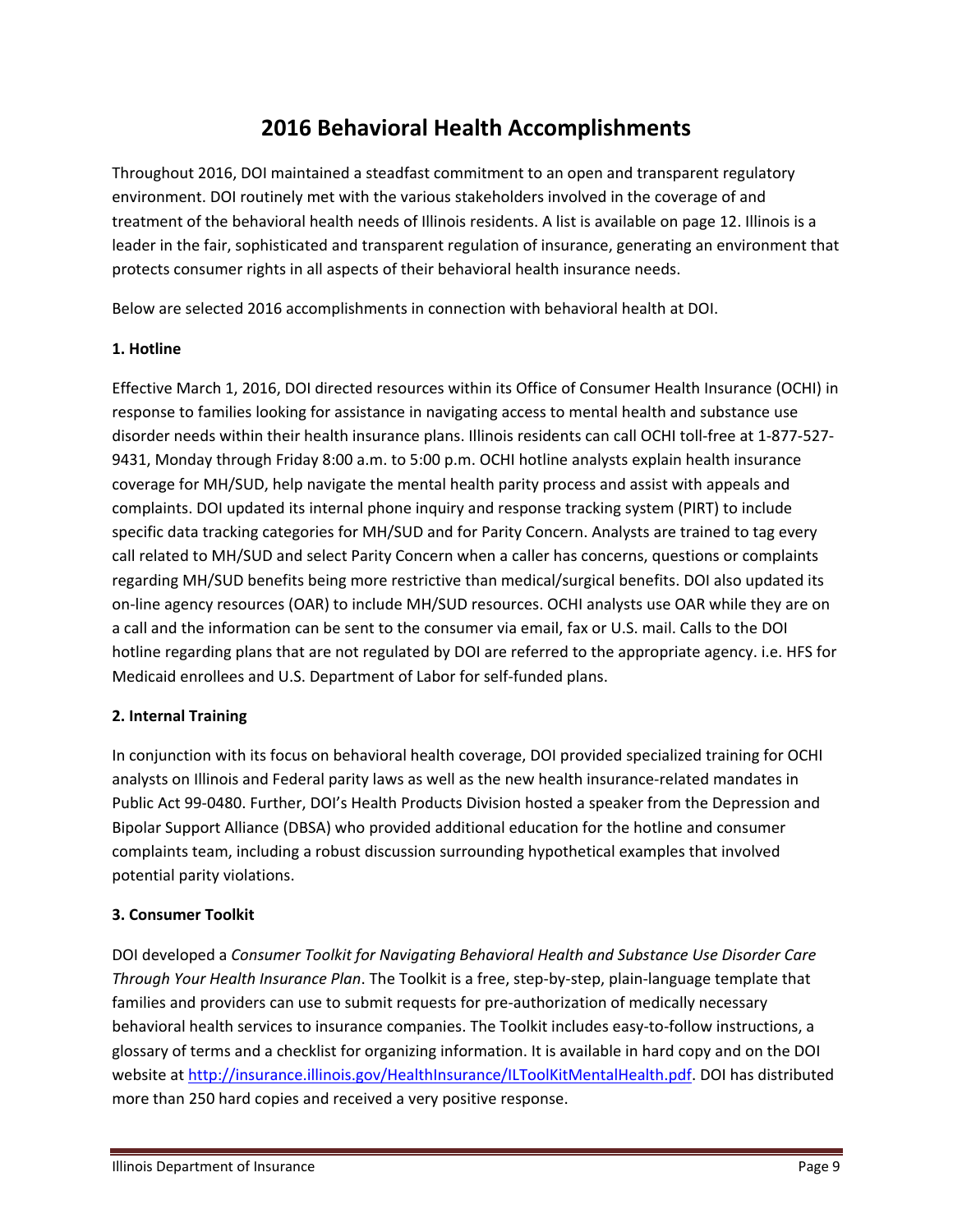# 2016 Behavioral Health Accomplishments

Throughout 2016, DOI maintained a steadfast commitment to an open and transparent regulatory environment. DOI routinely met with the various stakeholders involved in the coverage of and treatment of the behavioral health needs of Illinois residents. A list is available on page 12. Illinois is a leader in the fair, sophisticated and transparent regulation of insurance, generating an environment that protects consumer rights in all aspects of their behavioral health insurance needs.

Below are selected 2016 accomplishments in connection with behavioral health at DOI.

**1. Hotline**

Effective March 1, 2016, DOI directed resources within its Office of Consumer Health Insurance (OCHI) in response to families looking for assistance in navigating access to mental health and substance use disorder needs within their health insurance plans. Illinois residents can call OCHI toll-free at 1-877-527-9431, Monday through Friday 8:00 a.m. to 5:00 p.m. OCHI hotline analysts explain health insurance coverage for MH/SUD, help navigate the mental health parity process and assist with appeals and complaints. DOI updated its internal phone inquiry and response tracking system (PIRT) to include specific data tracking categories for MH/SUD and for Parity Concern. Analysts are trained to tag every call related to MH/SUD and select Parity Concern when a caller has concerns, questions or complaints regarding MH/SUD benefits being more restrictive than medical/surgical benefits. DOI also updated its on-line agency resources (OAR) to include MH/SUD resources. OCHI analysts use OAR while they are on a call and the information can be sent to the consumer via email, fax or U.S. mail. Calls to the DOI hotline regarding plans that are not regulated by DOI are referred to the appropriate agency. i.e. HFS for Medicaid enrollees and U.S. Department of Labor for self-funded plans.

**2. Internal Training**

In conjunction with its focus on behavioral health coverage, DOI provided specialized training for OCHI analysts on Illinois and Federal parity laws as well as the new health insurance-related mandates in Public Act 99-0480. Further, DOI's Health Products Division hosted a speaker from the Depression and Bipolar Support Alliance (DBSA) who provided additional education for the hotline and consumer complaints team, including a robust discussion surrounding hypothetical examples that involved potential parity violations.

**3. Consumer Toolkit**

DOI developed a *Consumer Toolkit for Navigating Behavioral Health and Substance Use Disorder Care Through Your Health Insurance Plan*. The Toolkit is a free, step-by-step, plain-language template that families and providers can use to submit requests for pre-authorization of medically necessary behavioral health services to insurance companies. The Toolkit includes easy-to-follow instructions, a glossary of terms and a checklist for organizing information. It is available in hard copy and on the DOI website at http://insurance.illinois.gov/HealthInsurance/ILToolKitMentalHealth.pdf. DOI has distributed more than 250 hard copies and received a very positive response.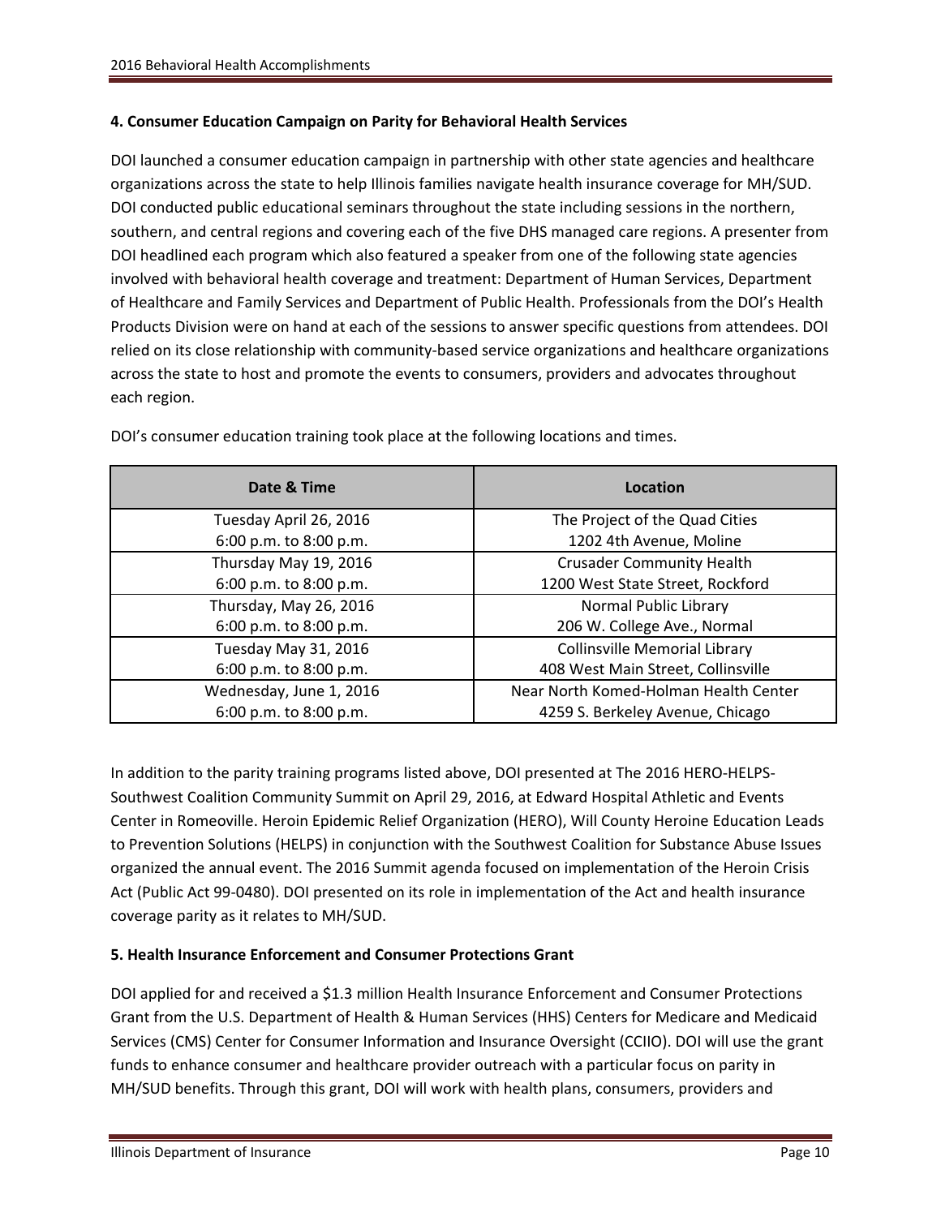### 4. Consumer Education Campaign on Parity for Behavioral Health Services

DOI launched a consumer education campaign in partnership with other state agencies and healthcare organizations across the state to help Illinois families navigate health insurance coverage for MH/SUD. DOI conducted public educational seminars throughout the state including sessions in the northern, southern, and central regions and covering each of the five DHS managed care regions. A presenter from DOI headlined each program which also featured a speaker from one of the following state agencies involved with behavioral health coverage and treatment: Department of Human Services, Department of Healthcare and Family Services and Department of Public Health. Professionals from the DOI's Health Products Division were on hand at each of the sessions to answer specific questions from attendees. DOI relied on its close relationship with community-based service organizations and healthcare organizations across the state to host and promote the events to consumers, providers and advocates throughout each region.

DOI's consumer education training took place at the following locations and times.

| Date & Time | Location |
|---|---|
| Tuesday April 26, 2016<br>6:00 p.m. to 8:00 p.m. | The Project of the Quad Cities<br>1202 4th Avenue, Moline |
| Thursday May 19, 2016<br>6:00 p.m. to 8:00 p.m. | Crusader Community Health<br>1200 West State Street, Rockford |
| Thursday, May 26, 2016<br>6:00 p.m. to 8:00 p.m. | Normal Public Library<br>206 W. College Ave., Normal |
| Tuesday May 31, 2016<br>6:00 p.m. to 8:00 p.m. | Collinsville Memorial Library<br>408 West Main Street, Collinsville |
| Wednesday, June 1, 2016<br>6:00 p.m. to 8:00 p.m. | Near North Komed-Holman Health Center<br>4259 S. Berkeley Avenue, Chicago |

In addition to the parity training programs listed above, DOI presented at The 2016 HERO-HELPS-Southwest Coalition Community Summit on April 29, 2016, at Edward Hospital Athletic and Events Center in Romeoville. Heroin Epidemic Relief Organization (HERO), Will County Heroine Education Leads to Prevention Solutions (HELPS) in conjunction with the Southwest Coalition for Substance Abuse Issues organized the annual event. The 2016 Summit agenda focused on implementation of the Heroin Crisis Act (Public Act 99-0480). DOI presented on its role in implementation of the Act and health insurance coverage parity as it relates to MH/SUD.

### 5. Health Insurance Enforcement and Consumer Protections Grant

DOI applied for and received a $1.3 million Health Insurance Enforcement and Consumer Protections Grant from the U.S. Department of Health & Human Services (HHS) Centers for Medicare and Medicaid Services (CMS) Center for Consumer Information and Insurance Oversight (CCIIO). DOI will use the grant funds to enhance consumer and healthcare provider outreach with a particular focus on parity in MH/SUD benefits. Through this grant, DOI will work with health plans, consumers, providers and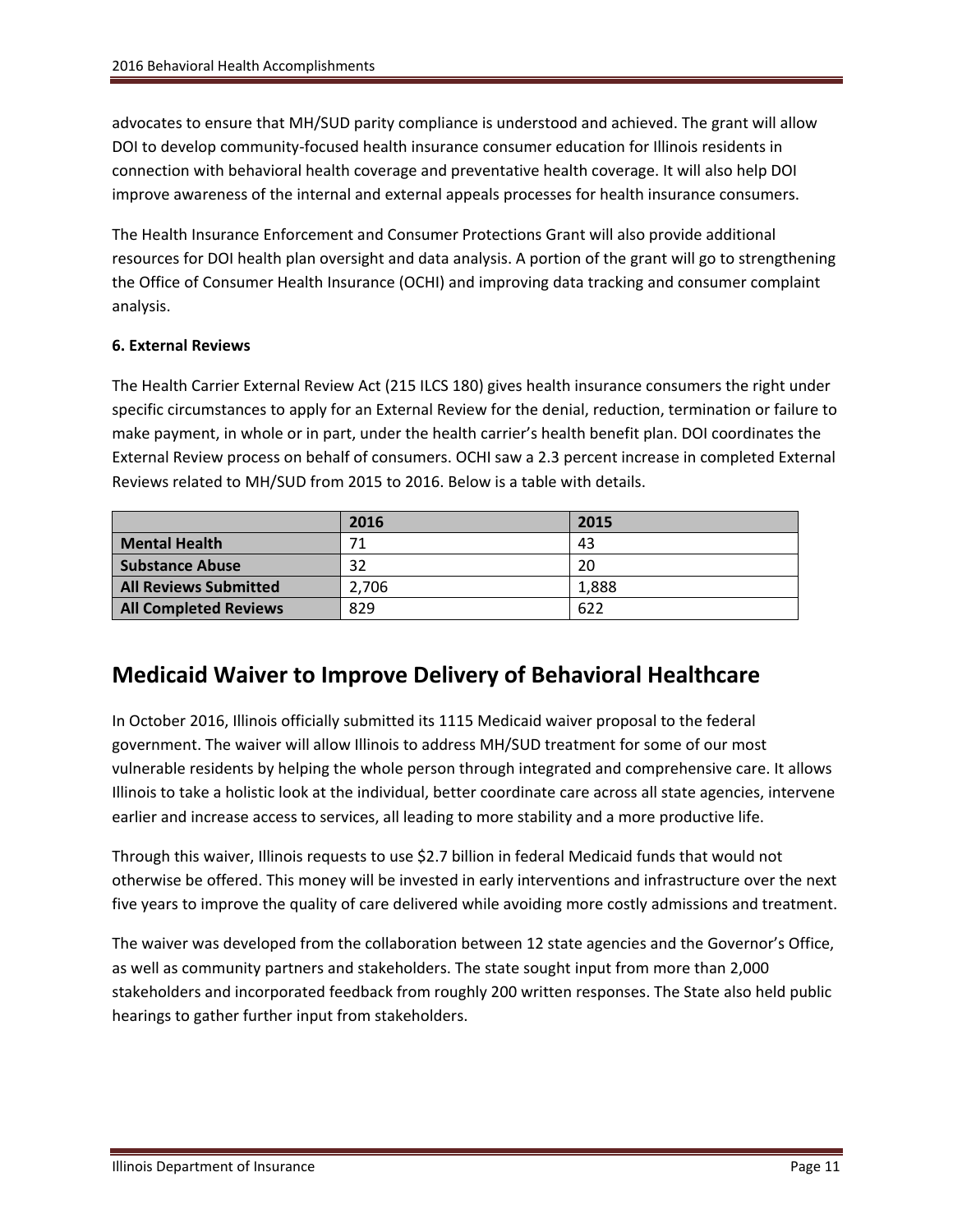advocates to ensure that MH/SUD parity compliance is understood and achieved. The grant will allow DOI to develop community-focused health insurance consumer education for Illinois residents in connection with behavioral health coverage and preventative health coverage. It will also help DOI improve awareness of the internal and external appeals processes for health insurance consumers.

The Health Insurance Enforcement and Consumer Protections Grant will also provide additional resources for DOI health plan oversight and data analysis. A portion of the grant will go to strengthening the Office of Consumer Health Insurance (OCHI) and improving data tracking and consumer complaint analysis.

**6. External Reviews**

The Health Carrier External Review Act (215 ILCS 180) gives health insurance consumers the right under specific circumstances to apply for an External Review for the denial, reduction, termination or failure to make payment, in whole or in part, under the health carrier's health benefit plan. DOI coordinates the External Review process on behalf of consumers. OCHI saw a 2.3 percent increase in completed External Reviews related to MH/SUD from 2015 to 2016. Below is a table with details.

| | 2016 | 2015 |
|---|---|---|
| **Mental Health** | 71 | 43 |
| **Substance Abuse** | 32 | 20 |
| **All Reviews Submitted** | 2,706 | 1,888 |
| **All Completed Reviews** | 829 | 622 |

## Medicaid Waiver to Improve Delivery of Behavioral Healthcare

In October 2016, Illinois officially submitted its 1115 Medicaid waiver proposal to the federal government. The waiver will allow Illinois to address MH/SUD treatment for some of our most vulnerable residents by helping the whole person through integrated and comprehensive care. It allows Illinois to take a holistic look at the individual, better coordinate care across all state agencies, intervene earlier and increase access to services, all leading to more stability and a more productive life.

Through this waiver, Illinois requests to use $2.7 billion in federal Medicaid funds that would not otherwise be offered. This money will be invested in early interventions and infrastructure over the next five years to improve the quality of care delivered while avoiding more costly admissions and treatment.

The waiver was developed from the collaboration between 12 state agencies and the Governor's Office, as well as community partners and stakeholders. The state sought input from more than 2,000 stakeholders and incorporated feedback from roughly 200 written responses. The State also held public hearings to gather further input from stakeholders.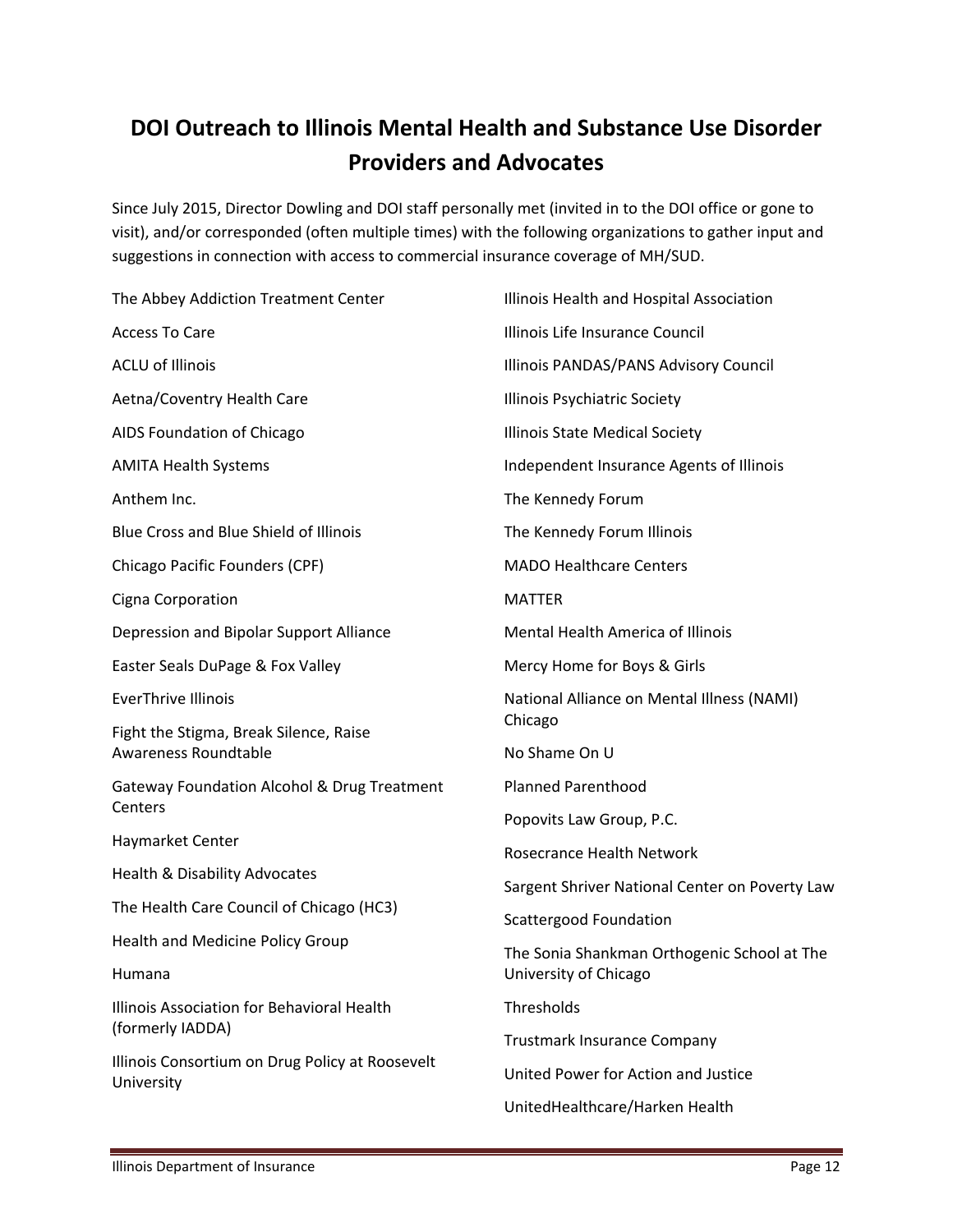# DOI Outreach to Illinois Mental Health and Substance Use Disorder Providers and Advocates

Since July 2015, Director Dowling and DOI staff personally met (invited in to the DOI office or gone to visit), and/or corresponded (often multiple times) with the following organizations to gather input and suggestions in connection with access to commercial insurance coverage of MH/SUD.

The Abbey Addiction Treatment Center

Access To Care

ACLU of Illinois

Aetna/Coventry Health Care

AIDS Foundation of Chicago

AMITA Health Systems

Anthem Inc.

Blue Cross and Blue Shield of Illinois

Chicago Pacific Founders (CPF)

Cigna Corporation

Depression and Bipolar Support Alliance

Easter Seals DuPage & Fox Valley

EverThrive Illinois

Fight the Stigma, Break Silence, Raise Awareness Roundtable

Gateway Foundation Alcohol & Drug Treatment Centers

Haymarket Center

Health & Disability Advocates

The Health Care Council of Chicago (HC3)

Health and Medicine Policy Group

Humana

Illinois Association for Behavioral Health (formerly IADDA)

Illinois Consortium on Drug Policy at Roosevelt University

Illinois Health and Hospital Association

Illinois Life Insurance Council

Illinois PANDAS/PANS Advisory Council

Illinois Psychiatric Society

Illinois State Medical Society

Independent Insurance Agents of Illinois

The Kennedy Forum

The Kennedy Forum Illinois

MADO Healthcare Centers

MATTER

Mental Health America of Illinois

Mercy Home for Boys & Girls

National Alliance on Mental Illness (NAMI) Chicago

No Shame On U

Planned Parenthood

Popovits Law Group, P.C.

Rosecrance Health Network

Sargent Shriver National Center on Poverty Law

Scattergood Foundation

The Sonia Shankman Orthogenic School at The University of Chicago

Thresholds

Trustmark Insurance Company

United Power for Action and Justice

UnitedHealthcare/Harken Health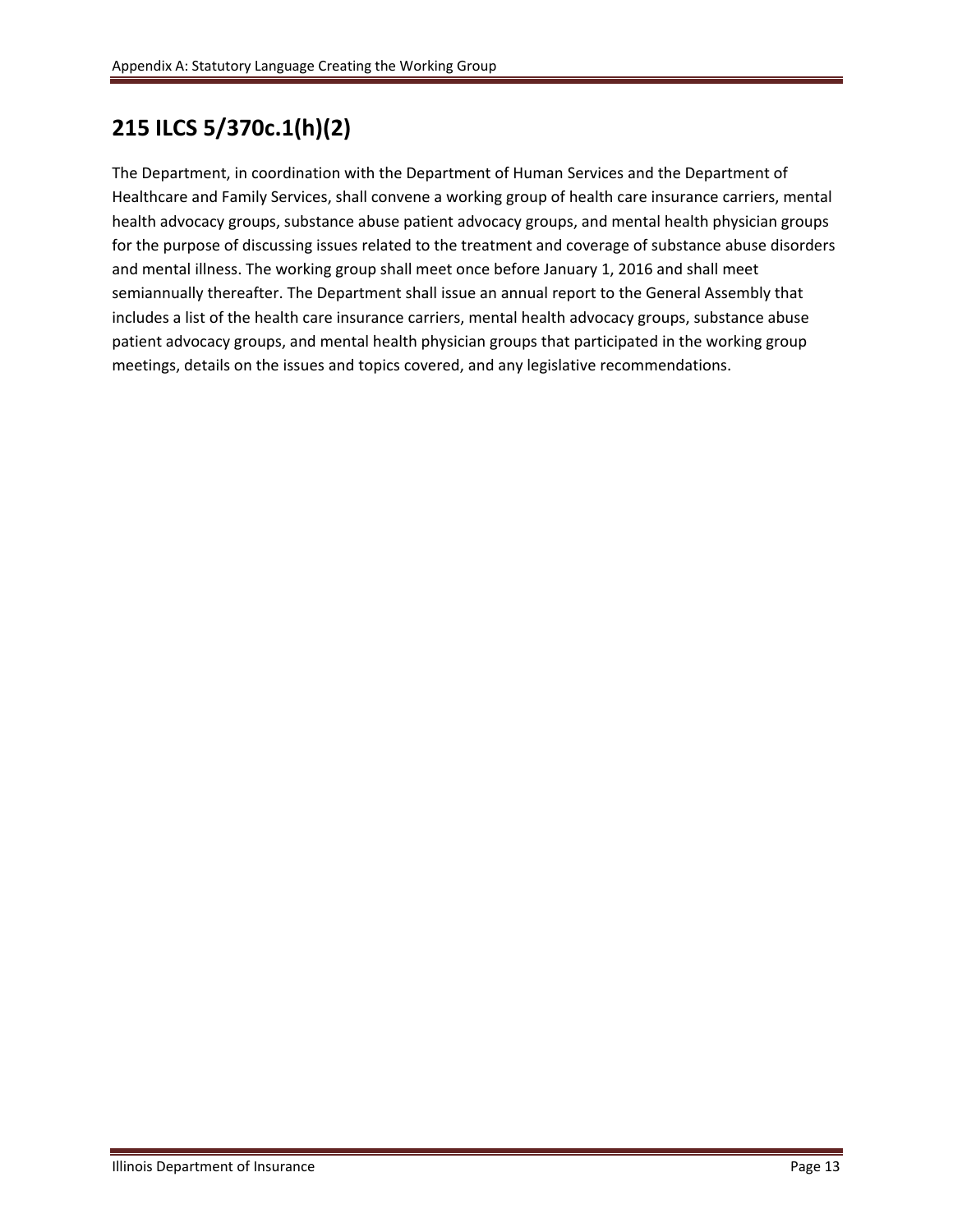# 215 ILCS 5/370c.1(h)(2)

The Department, in coordination with the Department of Human Services and the Department of Healthcare and Family Services, shall convene a working group of health care insurance carriers, mental health advocacy groups, substance abuse patient advocacy groups, and mental health physician groups for the purpose of discussing issues related to the treatment and coverage of substance abuse disorders and mental illness. The working group shall meet once before January 1, 2016 and shall meet semiannually thereafter. The Department shall issue an annual report to the General Assembly that includes a list of the health care insurance carriers, mental health advocacy groups, substance abuse patient advocacy groups, and mental health physician groups that participated in the working group meetings, details on the issues and topics covered, and any legislative recommendations.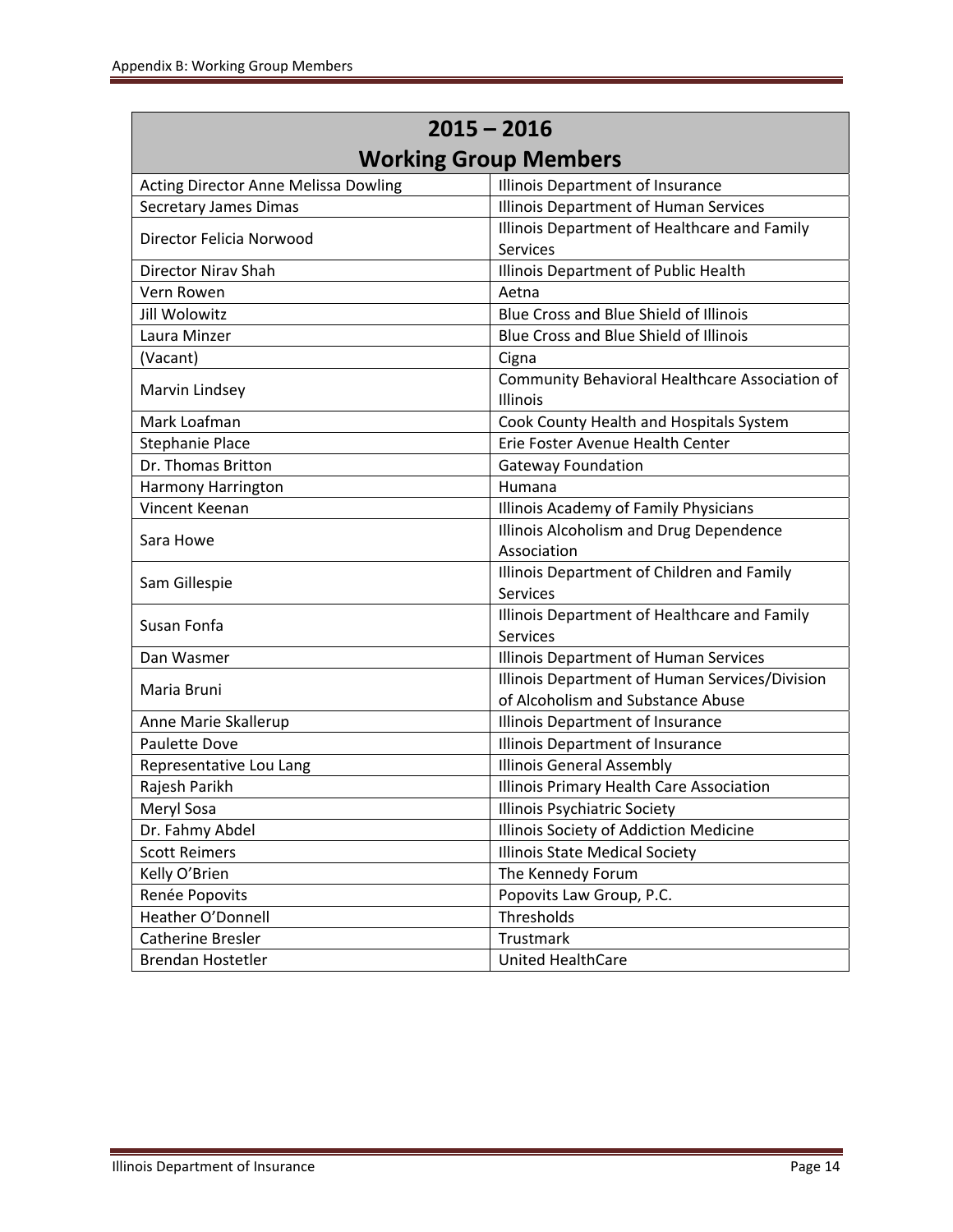| 2015 – 2016 Working Group Members | |
|---|---|
| Acting Director Anne Melissa Dowling | Illinois Department of Insurance |
| Secretary James Dimas | Illinois Department of Human Services |
| Director Felicia Norwood | Illinois Department of Healthcare and Family Services |
| Director Nirav Shah | Illinois Department of Public Health |
| Vern Rowen | Aetna |
| Jill Wolowitz | Blue Cross and Blue Shield of Illinois |
| Laura Minzer | Blue Cross and Blue Shield of Illinois |
| (Vacant) | Cigna |
| Marvin Lindsey | Community Behavioral Healthcare Association of Illinois |
| Mark Loafman | Cook County Health and Hospitals System |
| Stephanie Place | Erie Foster Avenue Health Center |
| Dr. Thomas Britton | Gateway Foundation |
| Harmony Harrington | Humana |
| Vincent Keenan | Illinois Academy of Family Physicians |
| Sara Howe | Illinois Alcoholism and Drug Dependence Association |
| Sam Gillespie | Illinois Department of Children and Family Services |
| Susan Fonfa | Illinois Department of Healthcare and Family Services |
| Dan Wasmer | Illinois Department of Human Services |
| Maria Bruni | Illinois Department of Human Services/Division of Alcoholism and Substance Abuse |
| Anne Marie Skallerup | Illinois Department of Insurance |
| Paulette Dove | Illinois Department of Insurance |
| Representative Lou Lang | Illinois General Assembly |
| Rajesh Parikh | Illinois Primary Health Care Association |
| Meryl Sosa | Illinois Psychiatric Society |
| Dr. Fahmy Abdel | Illinois Society of Addiction Medicine |
| Scott Reimers | Illinois State Medical Society |
| Kelly O'Brien | The Kennedy Forum |
| Renée Popovits | Popovits Law Group, P.C. |
| Heather O'Donnell | Thresholds |
| Catherine Bresler | Trustmark |
| Brendan Hostetler | United HealthCare |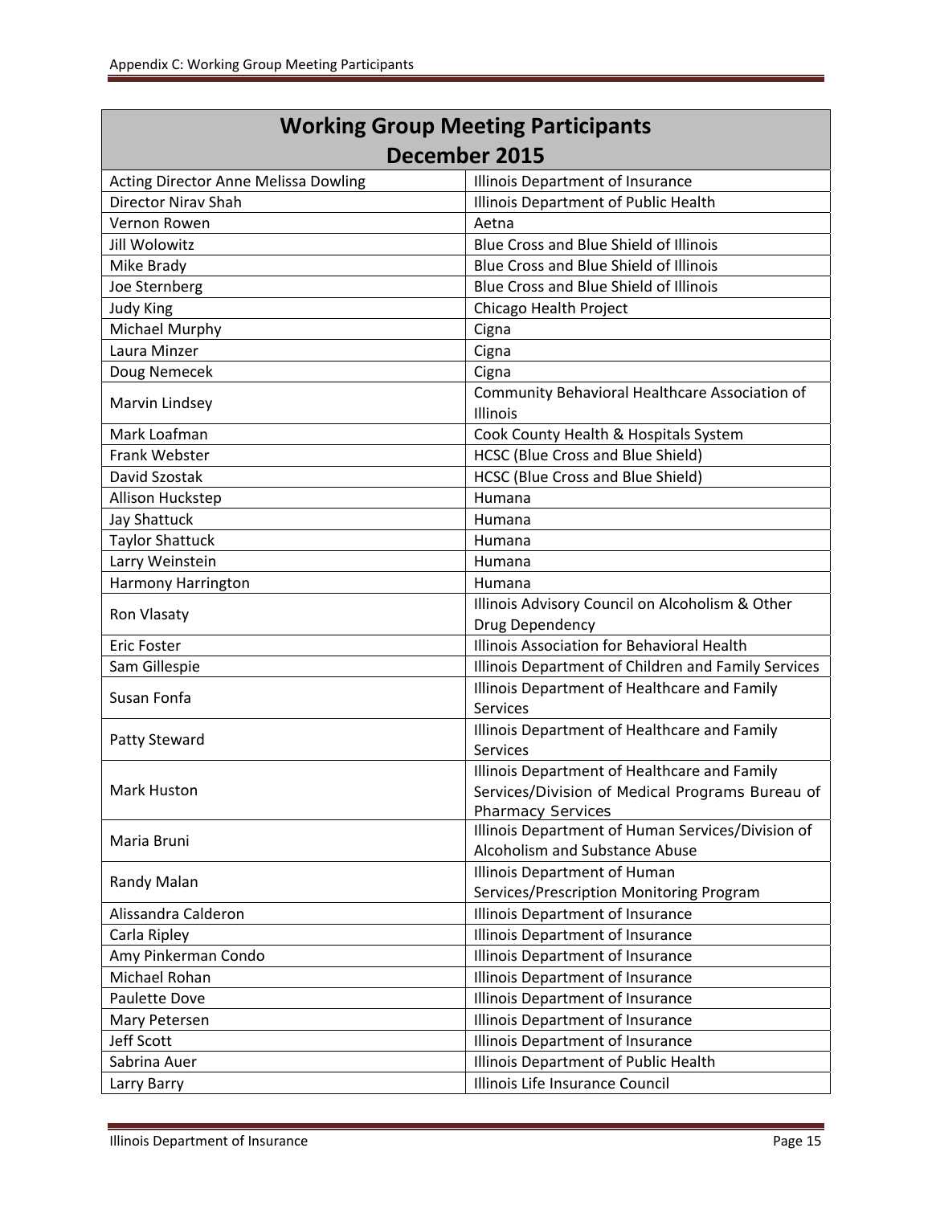| Working Group Meeting Participants December 2015 | |
|---|---|
| Acting Director Anne Melissa Dowling | Illinois Department of Insurance |
| Director Nirav Shah | Illinois Department of Public Health |
| Vernon Rowen | Aetna |
| Jill Wolowitz | Blue Cross and Blue Shield of Illinois |
| Mike Brady | Blue Cross and Blue Shield of Illinois |
| Joe Sternberg | Blue Cross and Blue Shield of Illinois |
| Judy King | Chicago Health Project |
| Michael Murphy | Cigna |
| Laura Minzer | Cigna |
| Doug Nemecek | Cigna |
| Marvin Lindsey | Community Behavioral Healthcare Association of Illinois |
| Mark Loafman | Cook County Health & Hospitals System |
| Frank Webster | HCSC (Blue Cross and Blue Shield) |
| David Szostak | HCSC (Blue Cross and Blue Shield) |
| Allison Huckstep | Humana |
| Jay Shattuck | Humana |
| Taylor Shattuck | Humana |
| Larry Weinstein | Humana |
| Harmony Harrington | Humana |
| Ron Vlasaty | Illinois Advisory Council on Alcoholism & Other Drug Dependency |
| Eric Foster | Illinois Association for Behavioral Health |
| Sam Gillespie | Illinois Department of Children and Family Services |
| Susan Fonfa | Illinois Department of Healthcare and Family Services |
| Patty Steward | Illinois Department of Healthcare and Family Services |
| Mark Huston | Illinois Department of Healthcare and Family Services/Division of Medical Programs Bureau of Pharmacy Services |
| Maria Bruni | Illinois Department of Human Services/Division of Alcoholism and Substance Abuse |
| Randy Malan | Illinois Department of Human Services/Prescription Monitoring Program |
| Alissandra Calderon | Illinois Department of Insurance |
| Carla Ripley | Illinois Department of Insurance |
| Amy Pinkerman Condo | Illinois Department of Insurance |
| Michael Rohan | Illinois Department of Insurance |
| Paulette Dove | Illinois Department of Insurance |
| Mary Petersen | Illinois Department of Insurance |
| Jeff Scott | Illinois Department of Insurance |
| Sabrina Auer | Illinois Department of Public Health |
| Larry Barry | Illinois Life Insurance Council |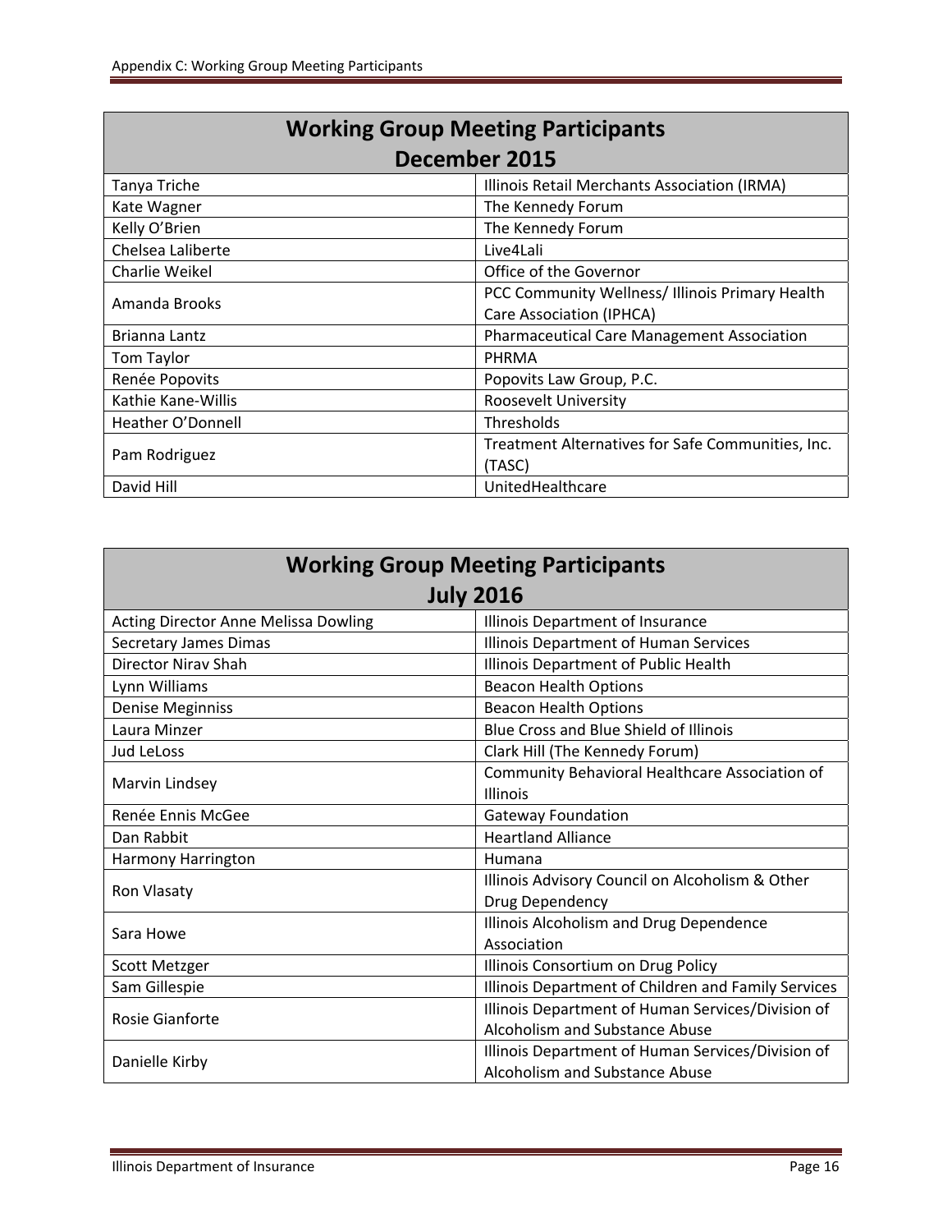| Working Group Meeting Participants December 2015 | |
|---|---|
| Tanya Triche | Illinois Retail Merchants Association (IRMA) |
| Kate Wagner | The Kennedy Forum |
| Kelly O'Brien | The Kennedy Forum |
| Chelsea Laliberte | Live4Lali |
| Charlie Weikel | Office of the Governor |
| Amanda Brooks | PCC Community Wellness/ Illinois Primary Health Care Association (IPHCA) |
| Brianna Lantz | Pharmaceutical Care Management Association |
| Tom Taylor | PHRMA |
| Renée Popovits | Popovits Law Group, P.C. |
| Kathie Kane-Willis | Roosevelt University |
| Heather O'Donnell | Thresholds |
| Pam Rodriguez | Treatment Alternatives for Safe Communities, Inc. (TASC) |
| David Hill | UnitedHealthcare |

| Working Group Meeting Participants July 2016 | |
|---|---|
| Acting Director Anne Melissa Dowling | Illinois Department of Insurance |
| Secretary James Dimas | Illinois Department of Human Services |
| Director Nirav Shah | Illinois Department of Public Health |
| Lynn Williams | Beacon Health Options |
| Denise Meginniss | Beacon Health Options |
| Laura Minzer | Blue Cross and Blue Shield of Illinois |
| Jud LeLoss | Clark Hill (The Kennedy Forum) |
| Marvin Lindsey | Community Behavioral Healthcare Association of Illinois |
| Renée Ennis McGee | Gateway Foundation |
| Dan Rabbit | Heartland Alliance |
| Harmony Harrington | Humana |
| Ron Vlasaty | Illinois Advisory Council on Alcoholism & Other Drug Dependency |
| Sara Howe | Illinois Alcoholism and Drug Dependence Association |
| Scott Metzger | Illinois Consortium on Drug Policy |
| Sam Gillespie | Illinois Department of Children and Family Services |
| Rosie Gianforte | Illinois Department of Human Services/Division of Alcoholism and Substance Abuse |
| Danielle Kirby | Illinois Department of Human Services/Division of Alcoholism and Substance Abuse |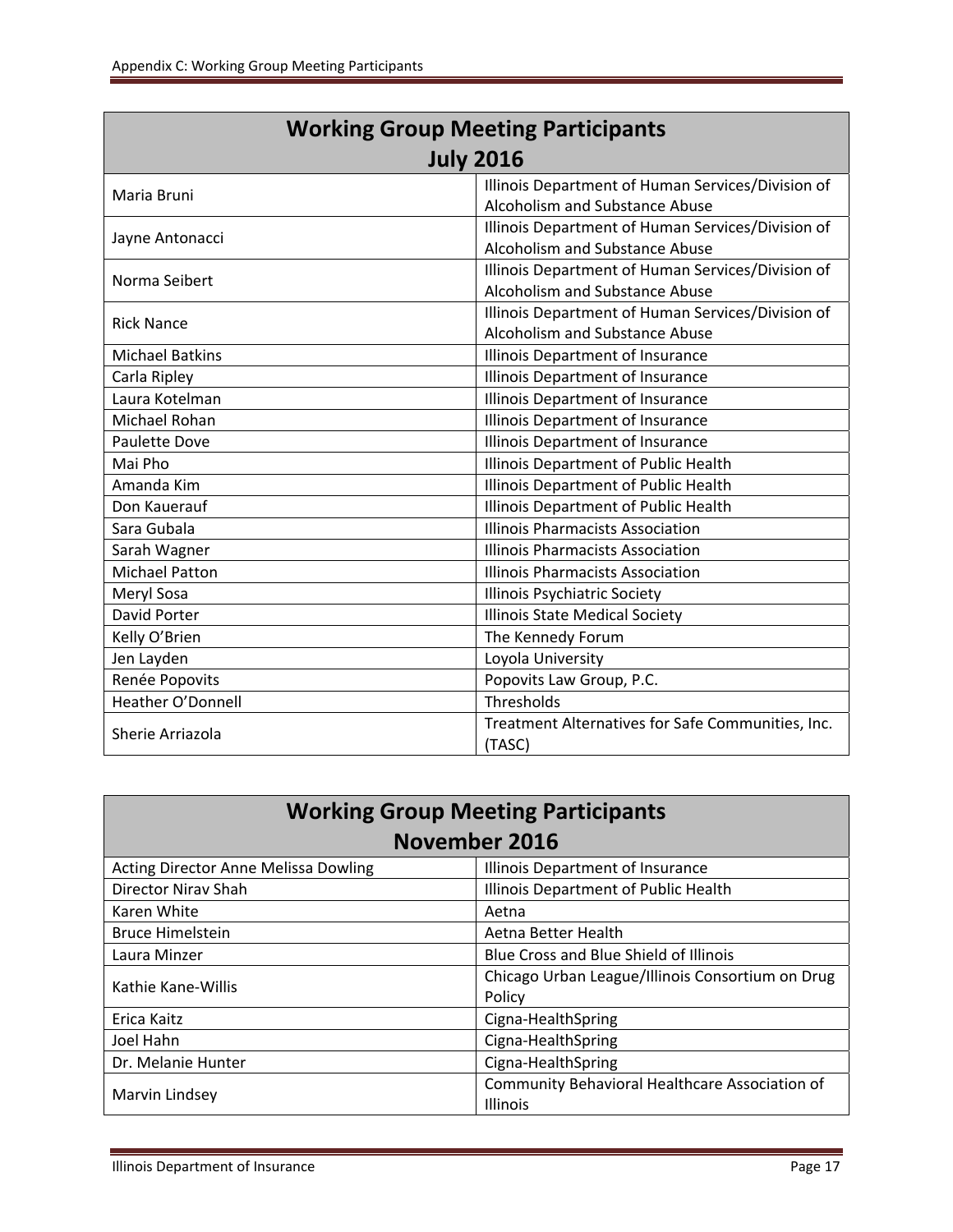| Working Group Meeting Participants July 2016 | |
|---|---|
| Maria Bruni | Illinois Department of Human Services/Division of Alcoholism and Substance Abuse |
| Jayne Antonacci | Illinois Department of Human Services/Division of Alcoholism and Substance Abuse |
| Norma Seibert | Illinois Department of Human Services/Division of Alcoholism and Substance Abuse |
| Rick Nance | Illinois Department of Human Services/Division of Alcoholism and Substance Abuse |
| Michael Batkins | Illinois Department of Insurance |
| Carla Ripley | Illinois Department of Insurance |
| Laura Kotelman | Illinois Department of Insurance |
| Michael Rohan | Illinois Department of Insurance |
| Paulette Dove | Illinois Department of Insurance |
| Mai Pho | Illinois Department of Public Health |
| Amanda Kim | Illinois Department of Public Health |
| Don Kauerauf | Illinois Department of Public Health |
| Sara Gubala | Illinois Pharmacists Association |
| Sarah Wagner | Illinois Pharmacists Association |
| Michael Patton | Illinois Pharmacists Association |
| Meryl Sosa | Illinois Psychiatric Society |
| David Porter | Illinois State Medical Society |
| Kelly O'Brien | The Kennedy Forum |
| Jen Layden | Loyola University |
| Renée Popovits | Popovits Law Group, P.C. |
| Heather O'Donnell | Thresholds |
| Sherie Arriazola | Treatment Alternatives for Safe Communities, Inc. (TASC) |

| Working Group Meeting Participants November 2016 | |
|---|---|
| Acting Director Anne Melissa Dowling | Illinois Department of Insurance |
| Director Nirav Shah | Illinois Department of Public Health |
| Karen White | Aetna |
| Bruce Himelstein | Aetna Better Health |
| Laura Minzer | Blue Cross and Blue Shield of Illinois |
| Kathie Kane-Willis | Chicago Urban League/Illinois Consortium on Drug Policy |
| Erica Kaitz | Cigna-HealthSpring |
| Joel Hahn | Cigna-HealthSpring |
| Dr. Melanie Hunter | Cigna-HealthSpring |
| Marvin Lindsey | Community Behavioral Healthcare Association of Illinois |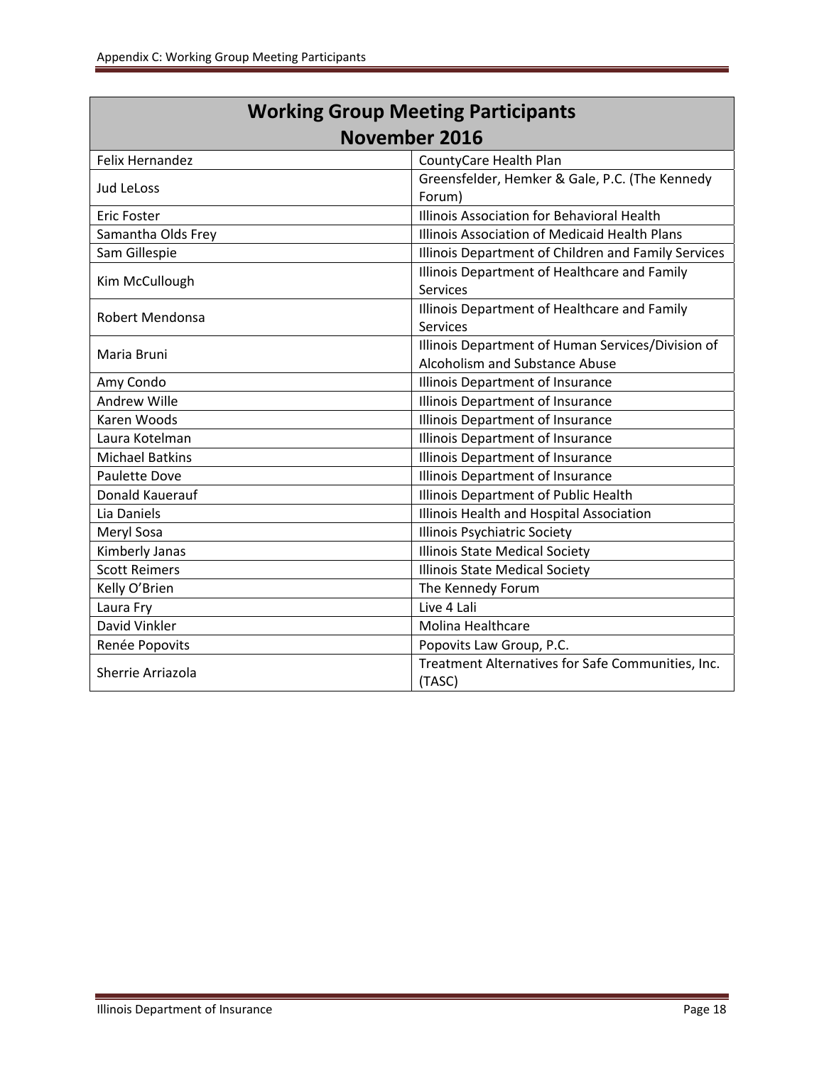| Working Group Meeting Participants November 2016 | |
|---|---|
| Felix Hernandez | CountyCare Health Plan |
| Jud LeLoss | Greensfelder, Hemker & Gale, P.C. (The Kennedy Forum) |
| Eric Foster | Illinois Association for Behavioral Health |
| Samantha Olds Frey | Illinois Association of Medicaid Health Plans |
| Sam Gillespie | Illinois Department of Children and Family Services |
| Kim McCullough | Illinois Department of Healthcare and Family Services |
| Robert Mendonsa | Illinois Department of Healthcare and Family Services |
| Maria Bruni | Illinois Department of Human Services/Division of Alcoholism and Substance Abuse |
| Amy Condo | Illinois Department of Insurance |
| Andrew Wille | Illinois Department of Insurance |
| Karen Woods | Illinois Department of Insurance |
| Laura Kotelman | Illinois Department of Insurance |
| Michael Batkins | Illinois Department of Insurance |
| Paulette Dove | Illinois Department of Insurance |
| Donald Kauerauf | Illinois Department of Public Health |
| Lia Daniels | Illinois Health and Hospital Association |
| Meryl Sosa | Illinois Psychiatric Society |
| Kimberly Janas | Illinois State Medical Society |
| Scott Reimers | Illinois State Medical Society |
| Kelly O'Brien | The Kennedy Forum |
| Laura Fry | Live 4 Lali |
| David Vinkler | Molina Healthcare |
| Renée Popovits | Popovits Law Group, P.C. |
| Sherrie Arriazola | Treatment Alternatives for Safe Communities, Inc. (TASC) |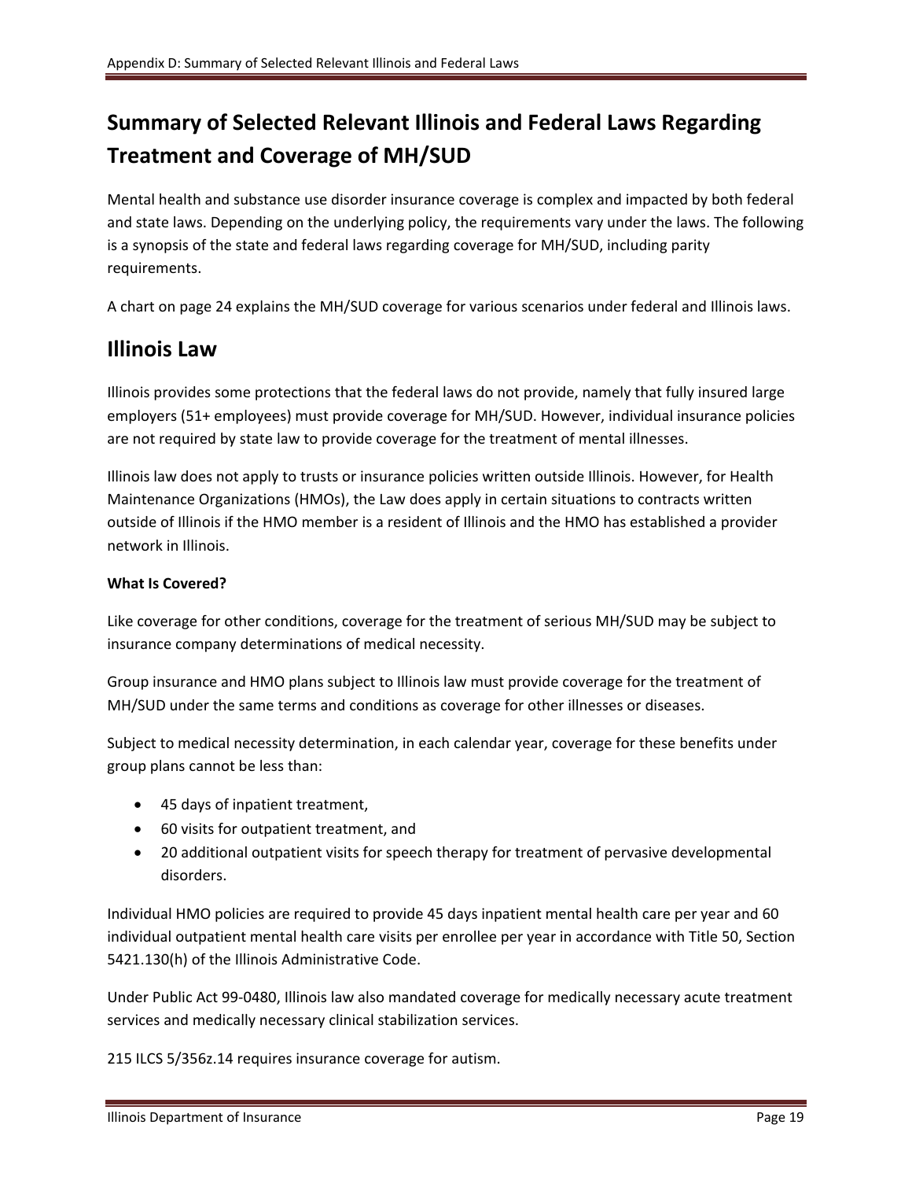# Summary of Selected Relevant Illinois and Federal Laws Regarding Treatment and Coverage of MH/SUD

Mental health and substance use disorder insurance coverage is complex and impacted by both federal and state laws. Depending on the underlying policy, the requirements vary under the laws. The following is a synopsis of the state and federal laws regarding coverage for MH/SUD, including parity requirements.

A chart on page 24 explains the MH/SUD coverage for various scenarios under federal and Illinois laws.

## Illinois Law

Illinois provides some protections that the federal laws do not provide, namely that fully insured large employers (51+ employees) must provide coverage for MH/SUD. However, individual insurance policies are not required by state law to provide coverage for the treatment of mental illnesses.

Illinois law does not apply to trusts or insurance policies written outside Illinois. However, for Health Maintenance Organizations (HMOs), the Law does apply in certain situations to contracts written outside of Illinois if the HMO member is a resident of Illinois and the HMO has established a provider network in Illinois.

**What Is Covered?**

Like coverage for other conditions, coverage for the treatment of serious MH/SUD may be subject to insurance company determinations of medical necessity.

Group insurance and HMO plans subject to Illinois law must provide coverage for the treatment of MH/SUD under the same terms and conditions as coverage for other illnesses or diseases.

Subject to medical necessity determination, in each calendar year, coverage for these benefits under group plans cannot be less than:

- 45 days of inpatient treatment,
- 60 visits for outpatient treatment, and
- 20 additional outpatient visits for speech therapy for treatment of pervasive developmental disorders.

Individual HMO policies are required to provide 45 days inpatient mental health care per year and 60 individual outpatient mental health care visits per enrollee per year in accordance with Title 50, Section 5421.130(h) of the Illinois Administrative Code.

Under Public Act 99-0480, Illinois law also mandated coverage for medically necessary acute treatment services and medically necessary clinical stabilization services.

215 ILCS 5/356z.14 requires insurance coverage for autism.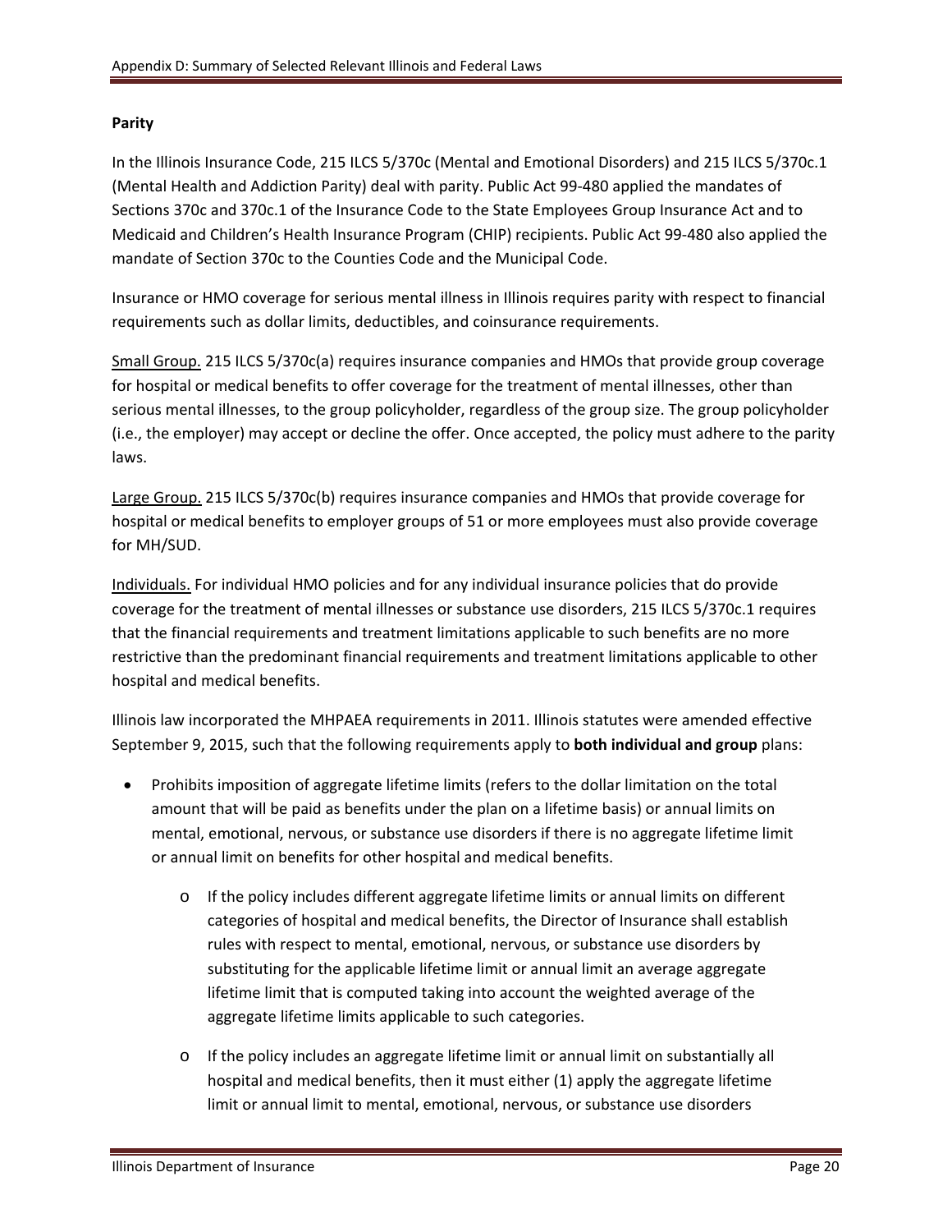**Parity**

In the Illinois Insurance Code, 215 ILCS 5/370c (Mental and Emotional Disorders) and 215 ILCS 5/370c.1 (Mental Health and Addiction Parity) deal with parity. Public Act 99-480 applied the mandates of Sections 370c and 370c.1 of the Insurance Code to the State Employees Group Insurance Act and to Medicaid and Children's Health Insurance Program (CHIP) recipients. Public Act 99-480 also applied the mandate of Section 370c to the Counties Code and the Municipal Code.

Insurance or HMO coverage for serious mental illness in Illinois requires parity with respect to financial requirements such as dollar limits, deductibles, and coinsurance requirements.

Small Group. 215 ILCS 5/370c(a) requires insurance companies and HMOs that provide group coverage for hospital or medical benefits to offer coverage for the treatment of mental illnesses, other than serious mental illnesses, to the group policyholder, regardless of the group size. The group policyholder (i.e., the employer) may accept or decline the offer. Once accepted, the policy must adhere to the parity laws.

Large Group. 215 ILCS 5/370c(b) requires insurance companies and HMOs that provide coverage for hospital or medical benefits to employer groups of 51 or more employees must also provide coverage for MH/SUD.

Individuals. For individual HMO policies and for any individual insurance policies that do provide coverage for the treatment of mental illnesses or substance use disorders, 215 ILCS 5/370c.1 requires that the financial requirements and treatment limitations applicable to such benefits are no more restrictive than the predominant financial requirements and treatment limitations applicable to other hospital and medical benefits.

Illinois law incorporated the MHPAEA requirements in 2011. Illinois statutes were amended effective September 9, 2015, such that the following requirements apply to **both individual and group** plans:

- Prohibits imposition of aggregate lifetime limits (refers to the dollar limitation on the total amount that will be paid as benefits under the plan on a lifetime basis) or annual limits on mental, emotional, nervous, or substance use disorders if there is no aggregate lifetime limit or annual limit on benefits for other hospital and medical benefits.
    - If the policy includes different aggregate lifetime limits or annual limits on different categories of hospital and medical benefits, the Director of Insurance shall establish rules with respect to mental, emotional, nervous, or substance use disorders by substituting for the applicable lifetime limit or annual limit an average aggregate lifetime limit that is computed taking into account the weighted average of the aggregate lifetime limits applicable to such categories.
    - If the policy includes an aggregate lifetime limit or annual limit on substantially all hospital and medical benefits, then it must either (1) apply the aggregate lifetime limit or annual limit to mental, emotional, nervous, or substance use disorders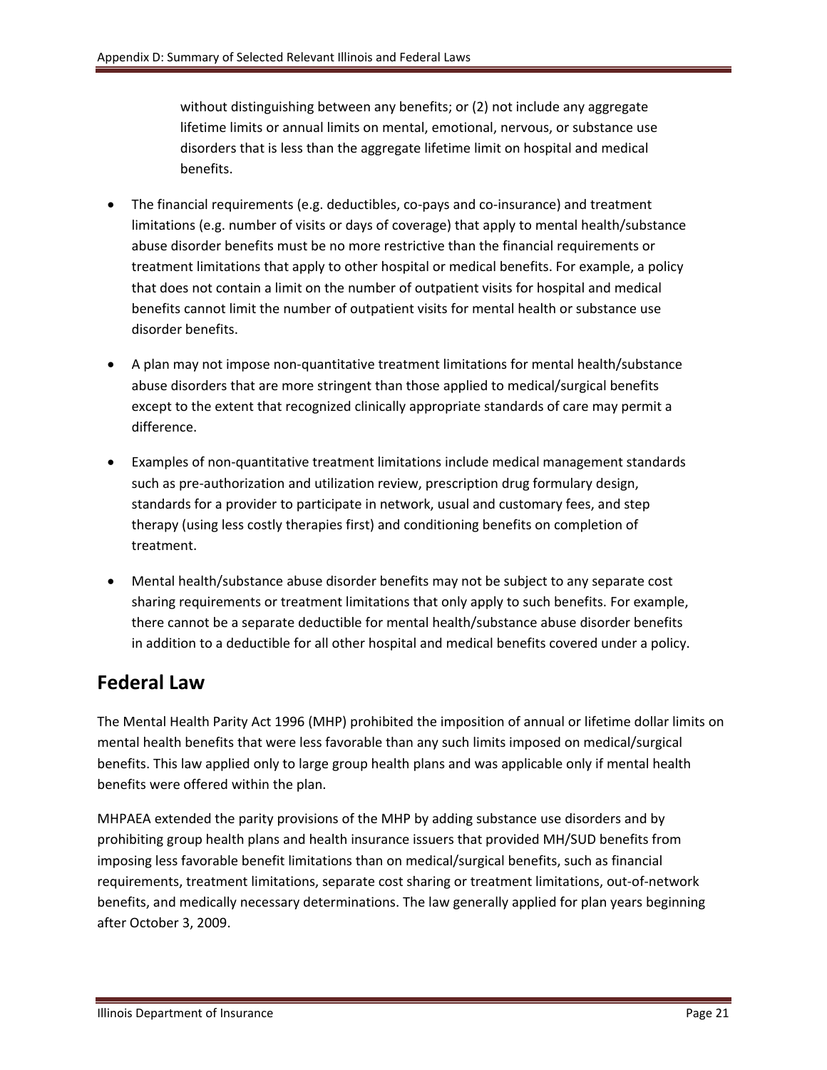without distinguishing between any benefits; or (2) not include any aggregate lifetime limits or annual limits on mental, emotional, nervous, or substance use disorders that is less than the aggregate lifetime limit on hospital and medical benefits.

- The financial requirements (e.g. deductibles, co-pays and co-insurance) and treatment limitations (e.g. number of visits or days of coverage) that apply to mental health/substance abuse disorder benefits must be no more restrictive than the financial requirements or treatment limitations that apply to other hospital or medical benefits. For example, a policy that does not contain a limit on the number of outpatient visits for hospital and medical benefits cannot limit the number of outpatient visits for mental health or substance use disorder benefits.
- A plan may not impose non-quantitative treatment limitations for mental health/substance abuse disorders that are more stringent than those applied to medical/surgical benefits except to the extent that recognized clinically appropriate standards of care may permit a difference.
- Examples of non-quantitative treatment limitations include medical management standards such as pre-authorization and utilization review, prescription drug formulary design, standards for a provider to participate in network, usual and customary fees, and step therapy (using less costly therapies first) and conditioning benefits on completion of treatment.
- Mental health/substance abuse disorder benefits may not be subject to any separate cost sharing requirements or treatment limitations that only apply to such benefits. For example, there cannot be a separate deductible for mental health/substance abuse disorder benefits in addition to a deductible for all other hospital and medical benefits covered under a policy.

## Federal Law

The Mental Health Parity Act 1996 (MHP) prohibited the imposition of annual or lifetime dollar limits on mental health benefits that were less favorable than any such limits imposed on medical/surgical benefits. This law applied only to large group health plans and was applicable only if mental health benefits were offered within the plan.

MHPAEA extended the parity provisions of the MHP by adding substance use disorders and by prohibiting group health plans and health insurance issuers that provided MH/SUD benefits from imposing less favorable benefit limitations than on medical/surgical benefits, such as financial requirements, treatment limitations, separate cost sharing or treatment limitations, out-of-network benefits, and medically necessary determinations. The law generally applied for plan years beginning after October 3, 2009.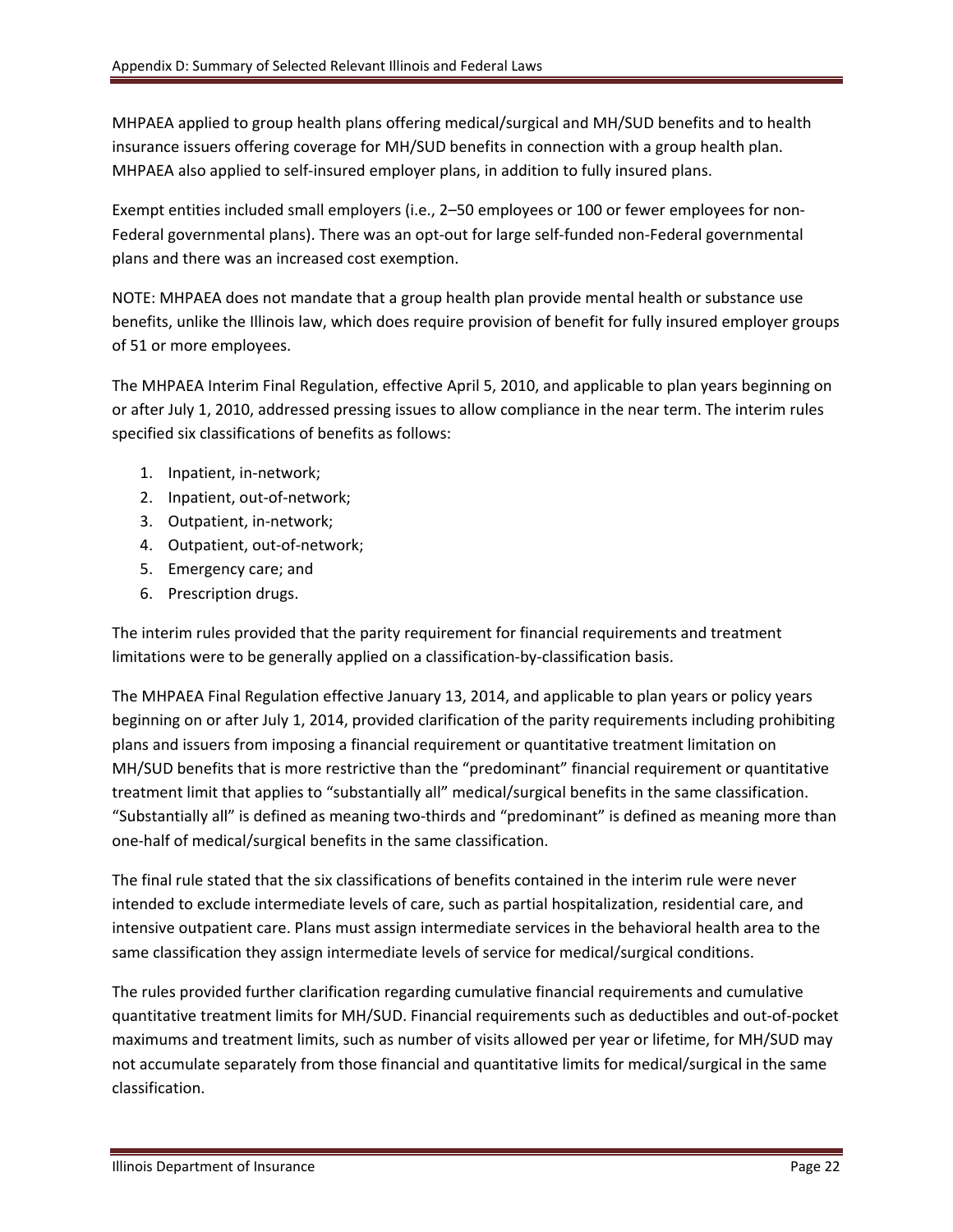MHPAEA applied to group health plans offering medical/surgical and MH/SUD benefits and to health insurance issuers offering coverage for MH/SUD benefits in connection with a group health plan. MHPAEA also applied to self-insured employer plans, in addition to fully insured plans.

Exempt entities included small employers (i.e., 2–50 employees or 100 or fewer employees for non-Federal governmental plans). There was an opt-out for large self-funded non-Federal governmental plans and there was an increased cost exemption.

NOTE: MHPAEA does not mandate that a group health plan provide mental health or substance use benefits, unlike the Illinois law, which does require provision of benefit for fully insured employer groups of 51 or more employees.

The MHPAEA Interim Final Regulation, effective April 5, 2010, and applicable to plan years beginning on or after July 1, 2010, addressed pressing issues to allow compliance in the near term. The interim rules specified six classifications of benefits as follows:

1. Inpatient, in-network;
2. Inpatient, out-of-network;
3. Outpatient, in-network;
4. Outpatient, out-of-network;
5. Emergency care; and
6. Prescription drugs.

The interim rules provided that the parity requirement for financial requirements and treatment limitations were to be generally applied on a classification-by-classification basis.

The MHPAEA Final Regulation effective January 13, 2014, and applicable to plan years or policy years beginning on or after July 1, 2014, provided clarification of the parity requirements including prohibiting plans and issuers from imposing a financial requirement or quantitative treatment limitation on MH/SUD benefits that is more restrictive than the "predominant" financial requirement or quantitative treatment limit that applies to "substantially all" medical/surgical benefits in the same classification. "Substantially all" is defined as meaning two-thirds and "predominant" is defined as meaning more than one-half of medical/surgical benefits in the same classification.

The final rule stated that the six classifications of benefits contained in the interim rule were never intended to exclude intermediate levels of care, such as partial hospitalization, residential care, and intensive outpatient care. Plans must assign intermediate services in the behavioral health area to the same classification they assign intermediate levels of service for medical/surgical conditions.

The rules provided further clarification regarding cumulative financial requirements and cumulative quantitative treatment limits for MH/SUD. Financial requirements such as deductibles and out-of-pocket maximums and treatment limits, such as number of visits allowed per year or lifetime, for MH/SUD may not accumulate separately from those financial and quantitative limits for medical/surgical in the same classification.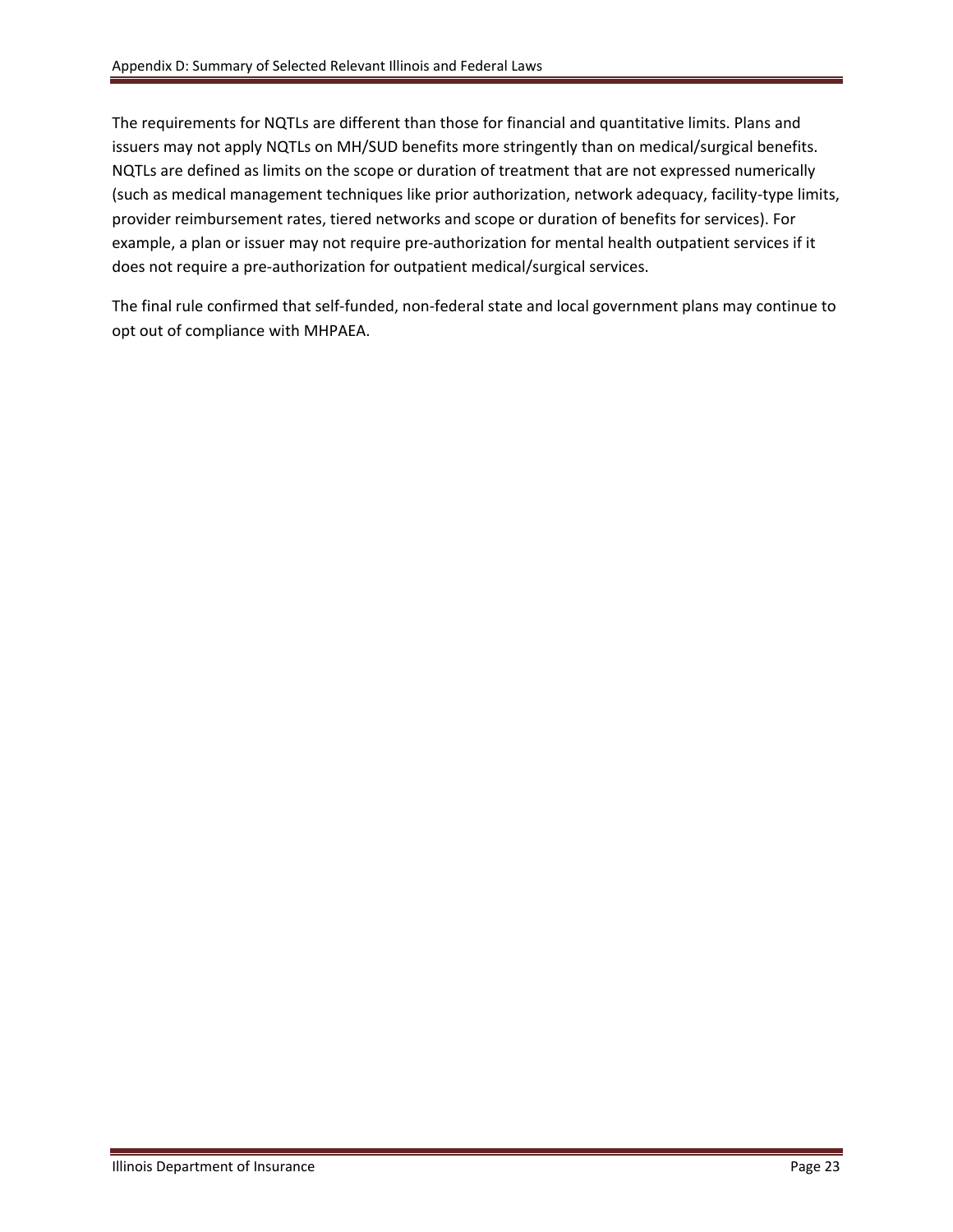The requirements for NQTLs are different than those for financial and quantitative limits. Plans and issuers may not apply NQTLs on MH/SUD benefits more stringently than on medical/surgical benefits. NQTLs are defined as limits on the scope or duration of treatment that are not expressed numerically (such as medical management techniques like prior authorization, network adequacy, facility-type limits, provider reimbursement rates, tiered networks and scope or duration of benefits for services). For example, a plan or issuer may not require pre-authorization for mental health outpatient services if it does not require a pre-authorization for outpatient medical/surgical services.

The final rule confirmed that self-funded, non-federal state and local government plans may continue to opt out of compliance with MHPAEA.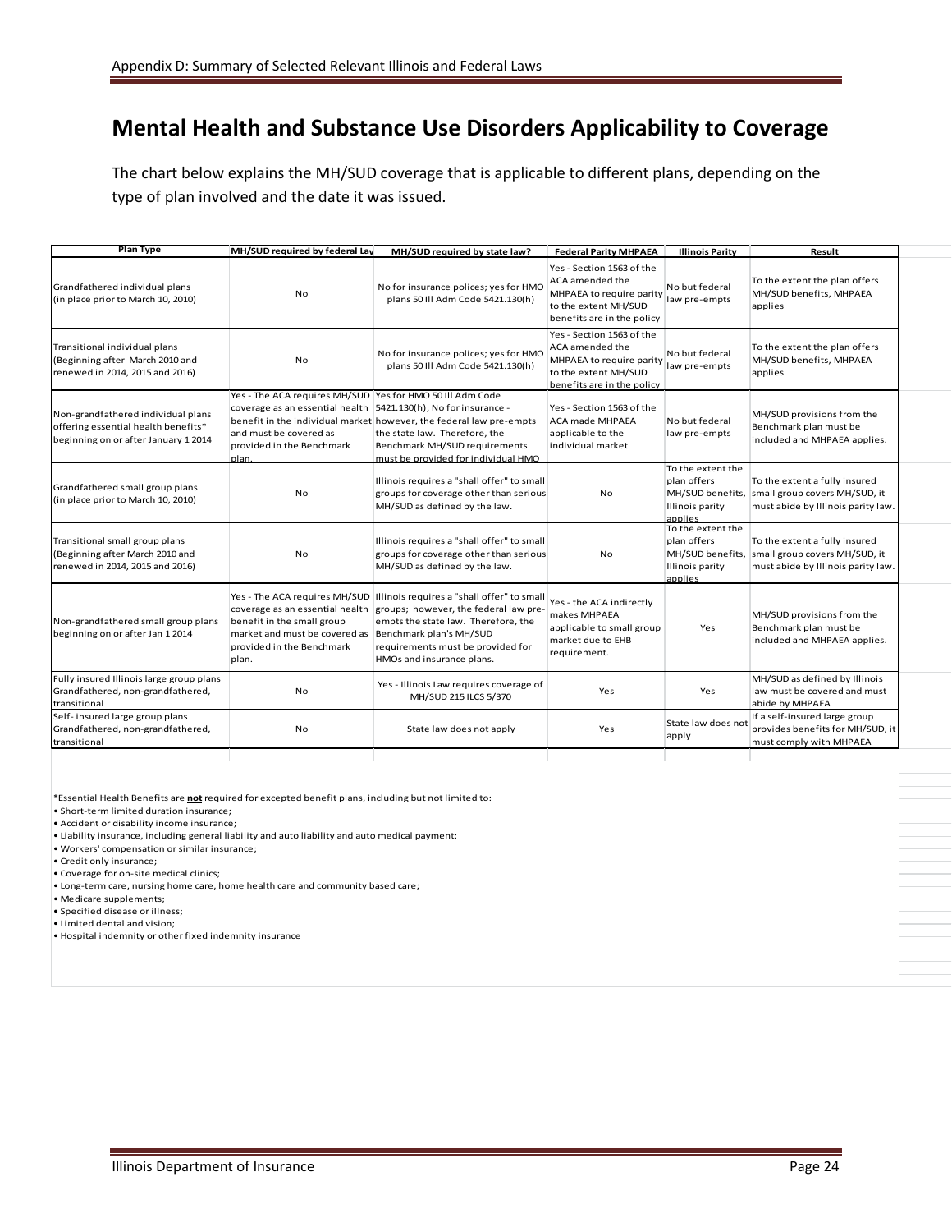# Mental Health and Substance Use Disorders Applicability to Coverage

The chart below explains the MH/SUD coverage that is applicable to different plans, depending on the type of plan involved and the date it was issued.

| Plan Type | MH/SUD required by federal Law | MH/SUD required by state law? | Federal Parity MHPAEA | Illinois Parity | Result |
|---|---|---|---|---|---|
| Grandfathered individual plans (in place prior to March 10, 2010) | No | No for insurance polices; yes for HMO plans 50 Ill Adm Code 5421.130(h) | Yes - Section 1563 of the ACA amended the MHPAEA to require parity to the extent MH/SUD benefits are in the policy | No but federal law pre-empts | To the extent the plan offers MH/SUD benefits, MHPAEA applies |
| Transitional individual plans (Beginning after March 2010 and renewed in 2014, 2015 and 2016) | No | No for insurance polices; yes for HMO plans 50 Ill Adm Code 5421.130(h) | Yes - Section 1563 of the ACA amended the MHPAEA to require parity to the extent MH/SUD benefits are in the policy | No but federal law pre-empts | To the extent the plan offers MH/SUD benefits, MHPAEA applies |
| Non-grandfathered individual plans offering essential health benefits* beginning on or after January 1 2014 | Yes - The ACA requires MH/SUD coverage as an essential health benefit in the individual market and must be covered as provided in the Benchmark plan. | Yes for HMO 50 Ill Adm Code 5421.130(h); No for insurance - however, the federal law pre-empts the state law. Therefore, the Benchmark MH/SUD requirements must be provided for individual HMO | Yes - Section 1563 of the ACA made MHPAEA applicable to the individual market | No but federal law pre-empts | MH/SUD provisions from the Benchmark plan must be included and MHPAEA applies. |
| Grandfathered small group plans (in place prior to March 10, 2010) | No | Illinois requires a "shall offer" to small groups for coverage other than serious MH/SUD as defined by the law. | No | To the extent the plan offers MH/SUD benefits, Illinois parity applies | To the extent a fully insured small group covers MH/SUD, it must abide by Illinois parity law. |
| Transitional small group plans (Beginning after March 2010 and renewed in 2014, 2015 and 2016) | No | Illinois requires a "shall offer" to small groups for coverage other than serious MH/SUD as defined by the law. | No | To the extent the plan offers MH/SUD benefits, Illinois parity applies | To the extent a fully insured small group covers MH/SUD, it must abide by Illinois parity law. |
| Non-grandfathered small group plans beginning on or after Jan 1 2014 | Yes - The ACA requires MH/SUD coverage as an essential health benefit in the small group market and must be covered as provided in the Benchmark plan. | Illinois requires a "shall offer" to small groups; however, the federal law pre-empts the state law. Therefore, the Benchmark plan's MH/SUD requirements must be provided for HMOs and insurance plans. | Yes - the ACA indirectly makes MHPAEA applicable to small group market due to EHB requirement. | Yes | MH/SUD provisions from the Benchmark plan must be included and MHPAEA applies. |
| Fully insured Illinois large group plans Grandfathered, non-grandfathered, transitional | No | Yes - Illinois Law requires coverage of MH/SUD 215 ILCS 5/370 | Yes | Yes | MH/SUD as defined by Illinois law must be covered and must abide by MHPAEA |
| Self- insured large group plans Grandfathered, non-grandfathered, transitional | No | State law does not apply | Yes | State law does not apply | If a self-insured large group provides benefits for MH/SUD, it must comply with MHPAEA |

*Essential Health Benefits are **not** required for excepted benefit plans, including but not limited to:

- Short-term limited duration insurance;
- Accident or disability income insurance;
- Liability insurance, including general liability and auto liability and auto medical payment;
- Workers' compensation or similar insurance;
- Credit only insurance;
- Coverage for on-site medical clinics;
- Long-term care, nursing home care, home health care and community based care;
- Medicare supplements;
- Specified disease or illness;
- Limited dental and vision;
- Hospital indemnity or other fixed indemnity insurance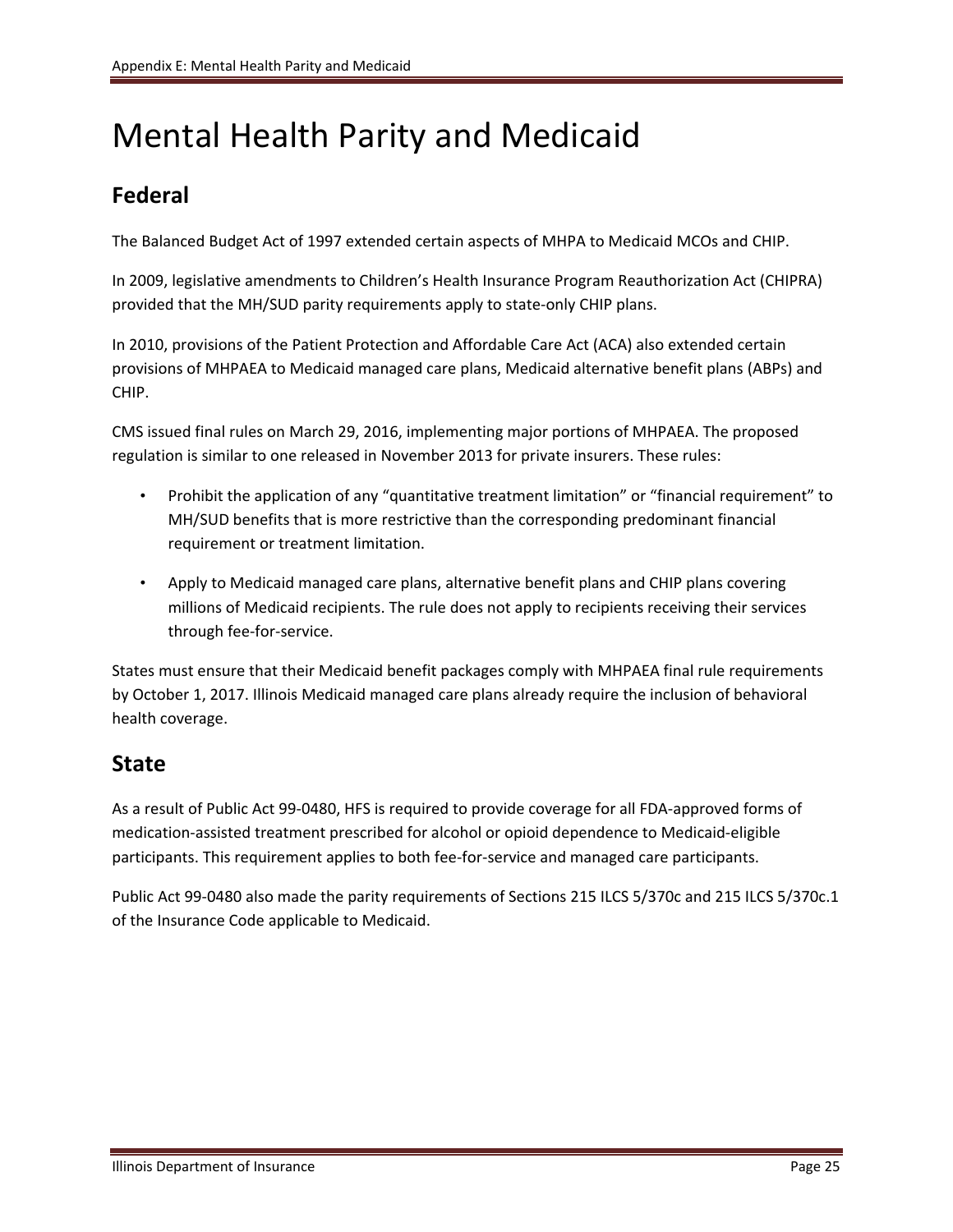# Mental Health Parity and Medicaid

## Federal

The Balanced Budget Act of 1997 extended certain aspects of MHPA to Medicaid MCOs and CHIP.

In 2009, legislative amendments to Children's Health Insurance Program Reauthorization Act (CHIPRA) provided that the MH/SUD parity requirements apply to state-only CHIP plans.

In 2010, provisions of the Patient Protection and Affordable Care Act (ACA) also extended certain provisions of MHPAEA to Medicaid managed care plans, Medicaid alternative benefit plans (ABPs) and CHIP.

CMS issued final rules on March 29, 2016, implementing major portions of MHPAEA. The proposed regulation is similar to one released in November 2013 for private insurers. These rules:

- Prohibit the application of any "quantitative treatment limitation" or "financial requirement" to MH/SUD benefits that is more restrictive than the corresponding predominant financial requirement or treatment limitation.
- Apply to Medicaid managed care plans, alternative benefit plans and CHIP plans covering millions of Medicaid recipients. The rule does not apply to recipients receiving their services through fee-for-service.

States must ensure that their Medicaid benefit packages comply with MHPAEA final rule requirements by October 1, 2017. Illinois Medicaid managed care plans already require the inclusion of behavioral health coverage.

## State

As a result of Public Act 99-0480, HFS is required to provide coverage for all FDA-approved forms of medication-assisted treatment prescribed for alcohol or opioid dependence to Medicaid-eligible participants. This requirement applies to both fee-for-service and managed care participants.

Public Act 99-0480 also made the parity requirements of Sections 215 ILCS 5/370c and 215 ILCS 5/370c.1 of the Insurance Code applicable to Medicaid.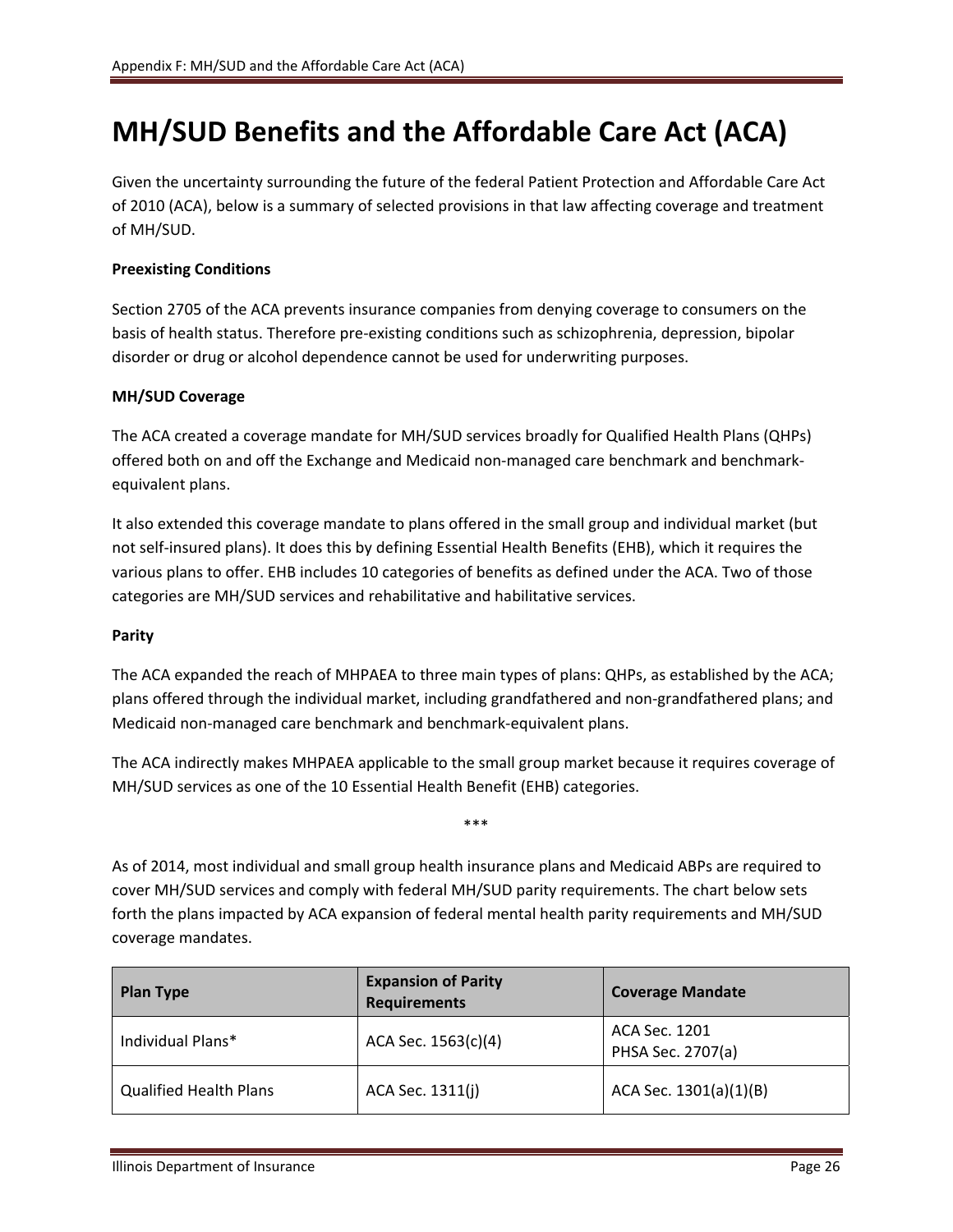# MH/SUD Benefits and the Affordable Care Act (ACA)

Given the uncertainty surrounding the future of the federal Patient Protection and Affordable Care Act of 2010 (ACA), below is a summary of selected provisions in that law affecting coverage and treatment of MH/SUD.

**Preexisting Conditions**

Section 2705 of the ACA prevents insurance companies from denying coverage to consumers on the basis of health status. Therefore pre-existing conditions such as schizophrenia, depression, bipolar disorder or drug or alcohol dependence cannot be used for underwriting purposes.

**MH/SUD Coverage**

The ACA created a coverage mandate for MH/SUD services broadly for Qualified Health Plans (QHPs) offered both on and off the Exchange and Medicaid non-managed care benchmark and benchmark-equivalent plans.

It also extended this coverage mandate to plans offered in the small group and individual market (but not self-insured plans). It does this by defining Essential Health Benefits (EHB), which it requires the various plans to offer. EHB includes 10 categories of benefits as defined under the ACA. Two of those categories are MH/SUD services and rehabilitative and habilitative services.

**Parity**

The ACA expanded the reach of MHPAEA to three main types of plans: QHPs, as established by the ACA; plans offered through the individual market, including grandfathered and non-grandfathered plans; and Medicaid non-managed care benchmark and benchmark-equivalent plans.

The ACA indirectly makes MHPAEA applicable to the small group market because it requires coverage of MH/SUD services as one of the 10 Essential Health Benefit (EHB) categories.

***

As of 2014, most individual and small group health insurance plans and Medicaid ABPs are required to cover MH/SUD services and comply with federal MH/SUD parity requirements. The chart below sets forth the plans impacted by ACA expansion of federal mental health parity requirements and MH/SUD coverage mandates.

| Plan Type | Expansion of Parity Requirements | Coverage Mandate |
|---|---|---|
| Individual Plans* | ACA Sec. 1563(c)(4) | ACA Sec. 1201<br>PHSA Sec. 2707(a) |
| Qualified Health Plans | ACA Sec. 1311(j) | ACA Sec. 1301(a)(1)(B) |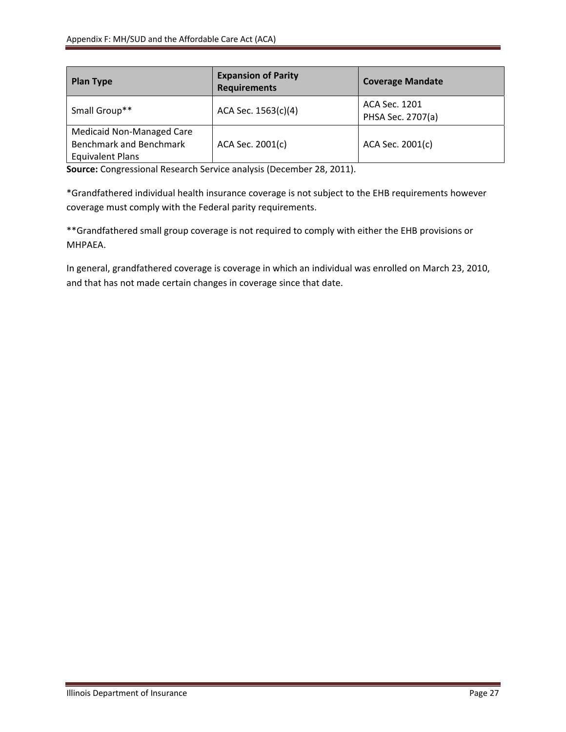| Plan Type | Expansion of Parity Requirements | Coverage Mandate |
|---|---|---|
| Small Group** | ACA Sec. 1563(c)(4) | ACA Sec. 1201<br>PHSA Sec. 2707(a) |
| Medicaid Non-Managed Care Benchmark and Benchmark Equivalent Plans | ACA Sec. 2001(c) | ACA Sec. 2001(c) |

**Source:** Congressional Research Service analysis (December 28, 2011).

*Grandfathered individual health insurance coverage is not subject to the EHB requirements however coverage must comply with the Federal parity requirements.

**Grandfathered small group coverage is not required to comply with either the EHB provisions or MHPAEA.

In general, grandfathered coverage is coverage in which an individual was enrolled on March 23, 2010, and that has not made certain changes in coverage since that date.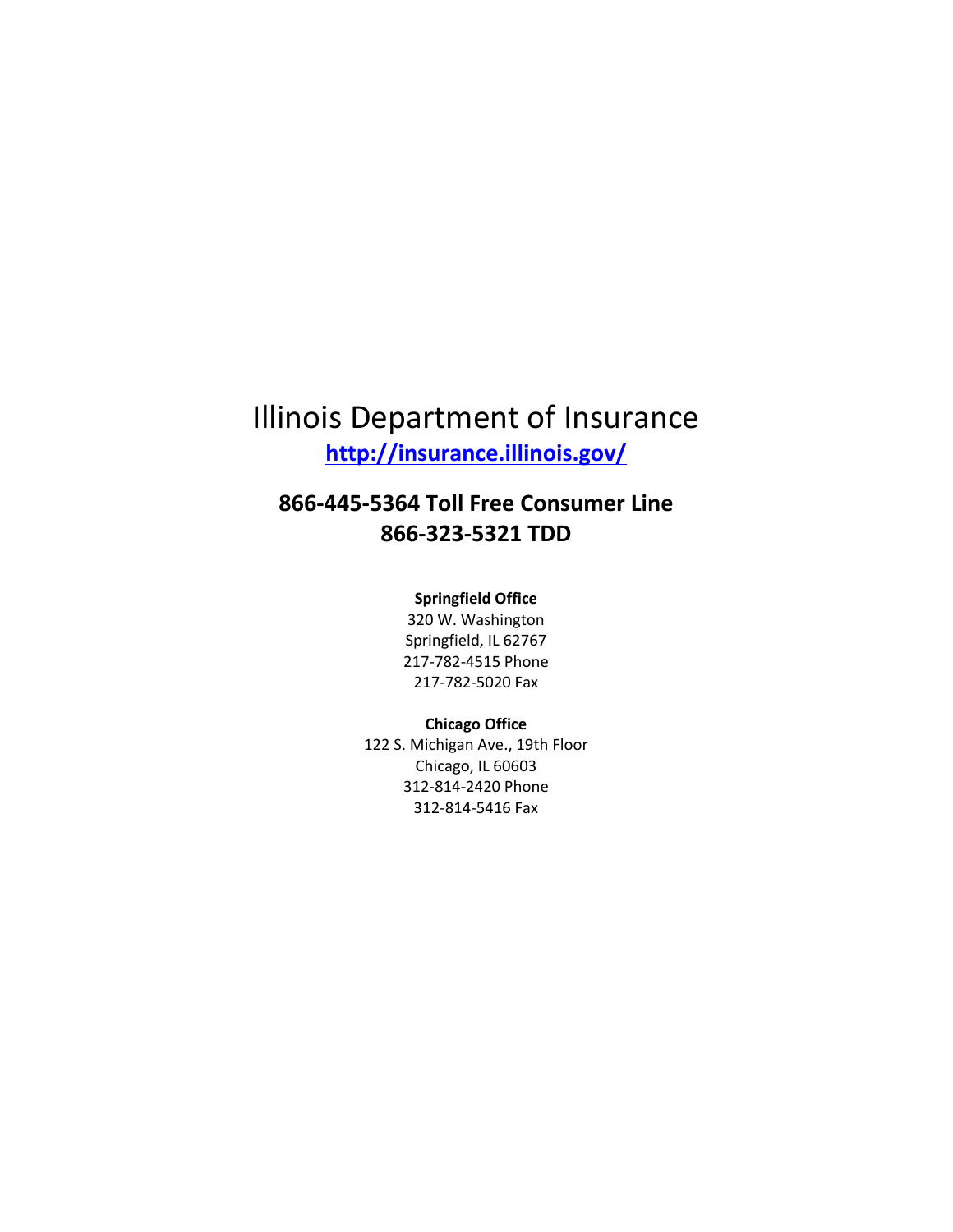# Illinois Department of Insurance

**[http://insurance.illinois.gov/](http://insurance.illinois.gov/)**

## 866-445-5364 Toll Free Consumer Line
## 866-323-5321 TDD

**Springfield Office**
320 W. Washington
Springfield, IL 62767
217-782-4515 Phone
217-782-5020 Fax

**Chicago Office**
122 S. Michigan Ave., 19th Floor
Chicago, IL 60603
312-814-2420 Phone
312-814-5416 Fax